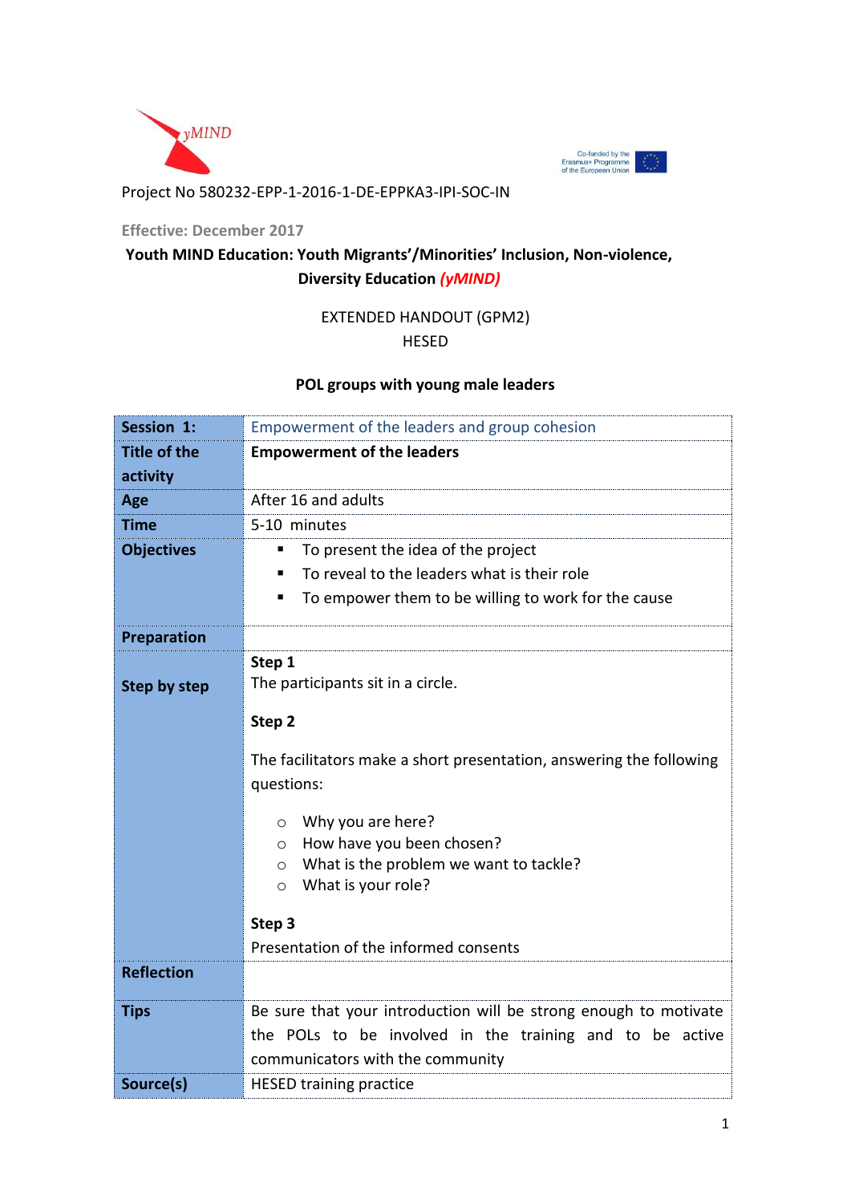yMIND

Co-funded by the Erasmus+ Programme of the European Union

Project No 580232-EPP-1-2016-1-DE-EPPKA3-IPI-SOC-IN

**Effective: December 2017**

**Youth MIND Education: Youth Migrants'/Minorities' Inclusion, Non-violence, Diversity Education *(yMIND)***

EXTENDED HANDOUT (GPM2)

HESED

**POL groups with young male leaders**

| **Session 1:** | Empowerment of the leaders and group cohesion |
|---|---|
| **Title of the activity** | **Empowerment of the leaders** |
| **Age** | After 16 and adults |
| **Time** | 5-10 minutes |
| **Objectives** | ▪ To present the idea of the project<br>▪ To reveal to the leaders what is their role<br>▪ To empower them to be willing to work for the cause |
| **Preparation** | |
| **Step by step** | **Step 1**<br>The participants sit in a circle.<br><br>**Step 2**<br><br>The facilitators make a short presentation, answering the following questions:<br><br>○ Why you are here?<br>○ How have you been chosen?<br>○ What is the problem we want to tackle?<br>○ What is your role?<br><br>**Step 3**<br>Presentation of the informed consents |
| **Reflection** | |
| **Tips** | Be sure that your introduction will be strong enough to motivate the POLs to be involved in the training and to be active communicators with the community |
| **Source(s)** | HESED training practice |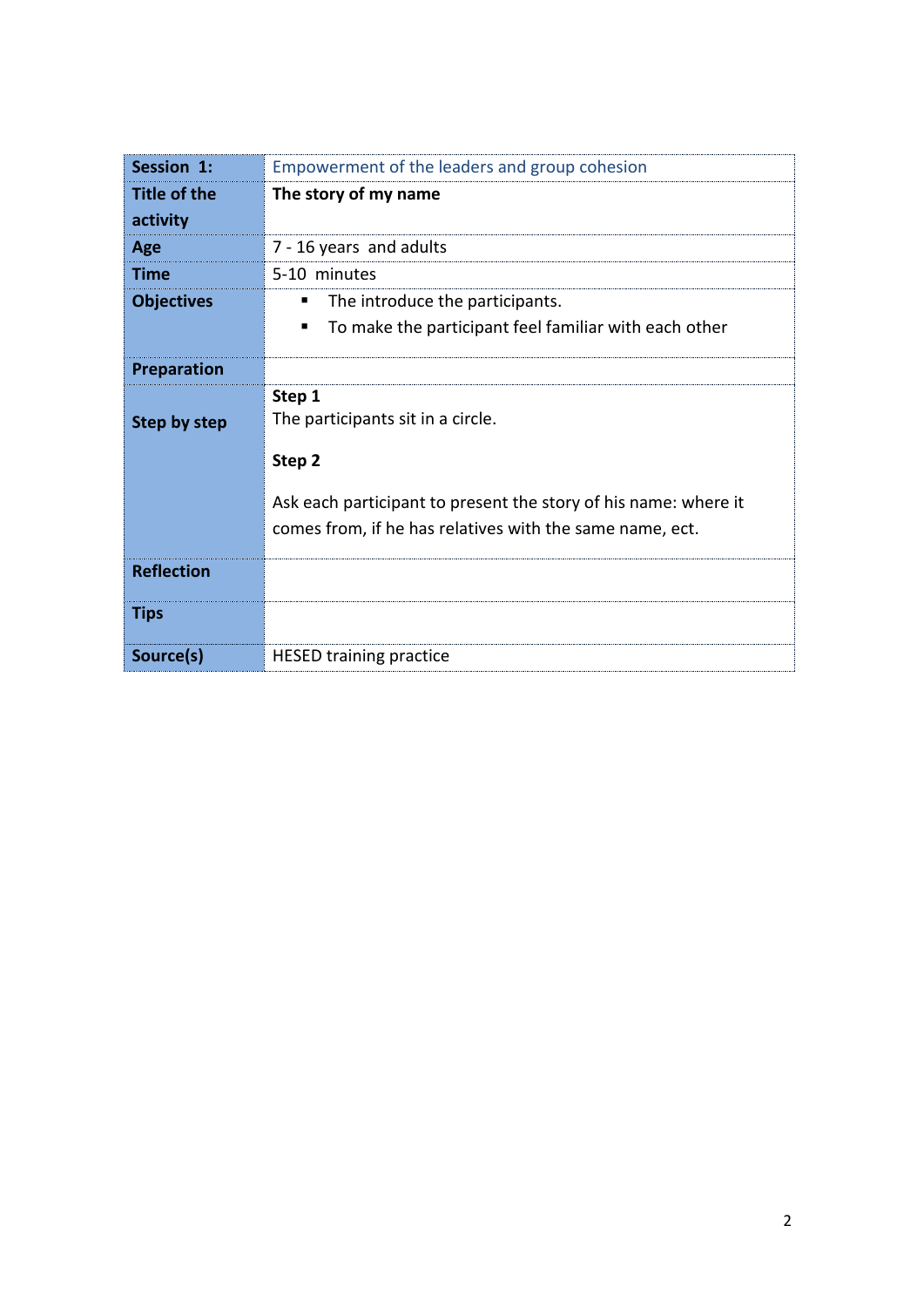| Session 1: | Empowerment of the leaders and group cohesion |
|---|---|
| Title of the activity | **The story of my name** |
| Age | 7 - 16 years and adults |
| Time | 5-10 minutes |
| Objectives | ▪ The introduce the participants.<br>▪ To make the participant feel familiar with each other |
| Preparation | |
| Step by step | **Step 1**<br>The participants sit in a circle.<br><br>**Step 2**<br><br>Ask each participant to present the story of his name: where it comes from, if he has relatives with the same name, ect. |
| Reflection | |
| Tips | |
| Source(s) | HESED training practice |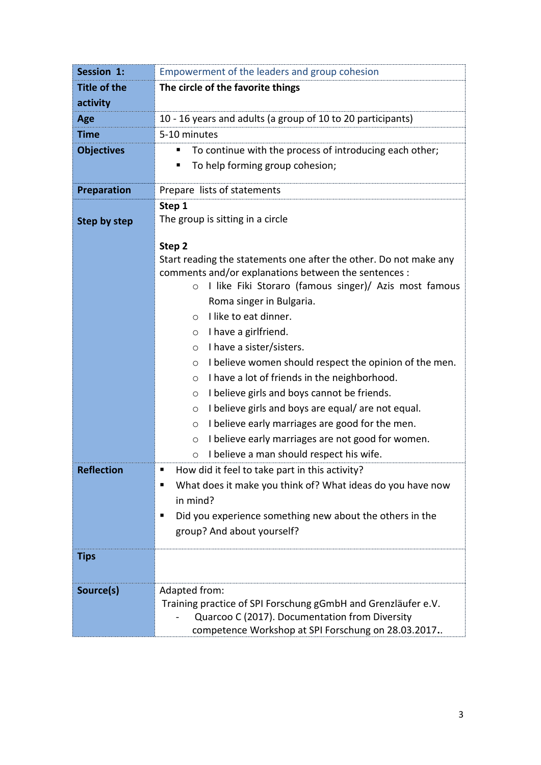| **Session 1:** | Empowerment of the leaders and group cohesion |
|---|---|
| **Title of the activity** | **The circle of the favorite things** |
| **Age** | 10 - 16 years and adults (a group of 10 to 20 participants) |
| **Time** | 5-10 minutes |
| **Objectives** | ▪ To continue with the process of introducing each other;<br>▪ To help forming group cohesion; |
| **Preparation** | Prepare lists of statements |
| **Step by step** | **Step 1**<br>The group is sitting in a circle<br><br>**Step 2**<br>Start reading the statements one after the other. Do not make any comments and/or explanations between the sentences :<br>○ I like Fiki Storaro (famous singer)/ Azis most famous Roma singer in Bulgaria.<br>○ I like to eat dinner.<br>○ I have a girlfriend.<br>○ I have a sister/sisters.<br>○ I believe women should respect the opinion of the men.<br>○ I have a lot of friends in the neighborhood.<br>○ I believe girls and boys cannot be friends.<br>○ I believe girls and boys are equal/ are not equal.<br>○ I believe early marriages are good for the men.<br>○ I believe early marriages are not good for women.<br>○ I believe a man should respect his wife. |
| **Reflection** | ▪ How did it feel to take part in this activity?<br>▪ What does it make you think of? What ideas do you have now in mind?<br>▪ Did you experience something new about the others in the group? And about yourself? |
| **Tips** | |
| **Source(s)** | Adapted from:<br>Training practice of SPI Forschung gGmbH and Grenzläufer e.V.<br>- Quarcoo C (2017). Documentation from Diversity competence Workshop at SPI Forschung on 28.03.2017.. |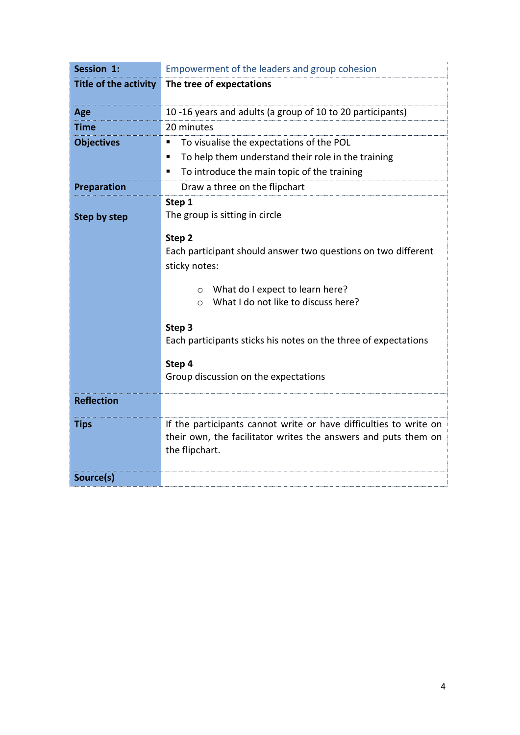| **Session 1:** | Empowerment of the leaders and group cohesion |
|---|---|
| **Title of the activity** | **The tree of expectations** |
| **Age** | 10 -16 years and adults (a group of 10 to 20 participants) |
| **Time** | 20 minutes |
| **Objectives** | ▪ To visualise the expectations of the POL<br>▪ To help them understand their role in the training<br>▪ To introduce the main topic of the training |
| **Preparation** | Draw a three on the flipchart |
| **Step by step** | **Step 1**<br>The group is sitting in circle<br><br>**Step 2**<br>Each participant should answer two questions on two different sticky notes:<br><br>○ What do I expect to learn here?<br>○ What I do not like to discuss here?<br><br>**Step 3**<br>Each participants sticks his notes on the three of expectations<br><br>**Step 4**<br>Group discussion on the expectations |
| **Reflection** | |
| **Tips** | If the participants cannot write or have difficulties to write on their own, the facilitator writes the answers and puts them on the flipchart. |
| **Source(s)** | |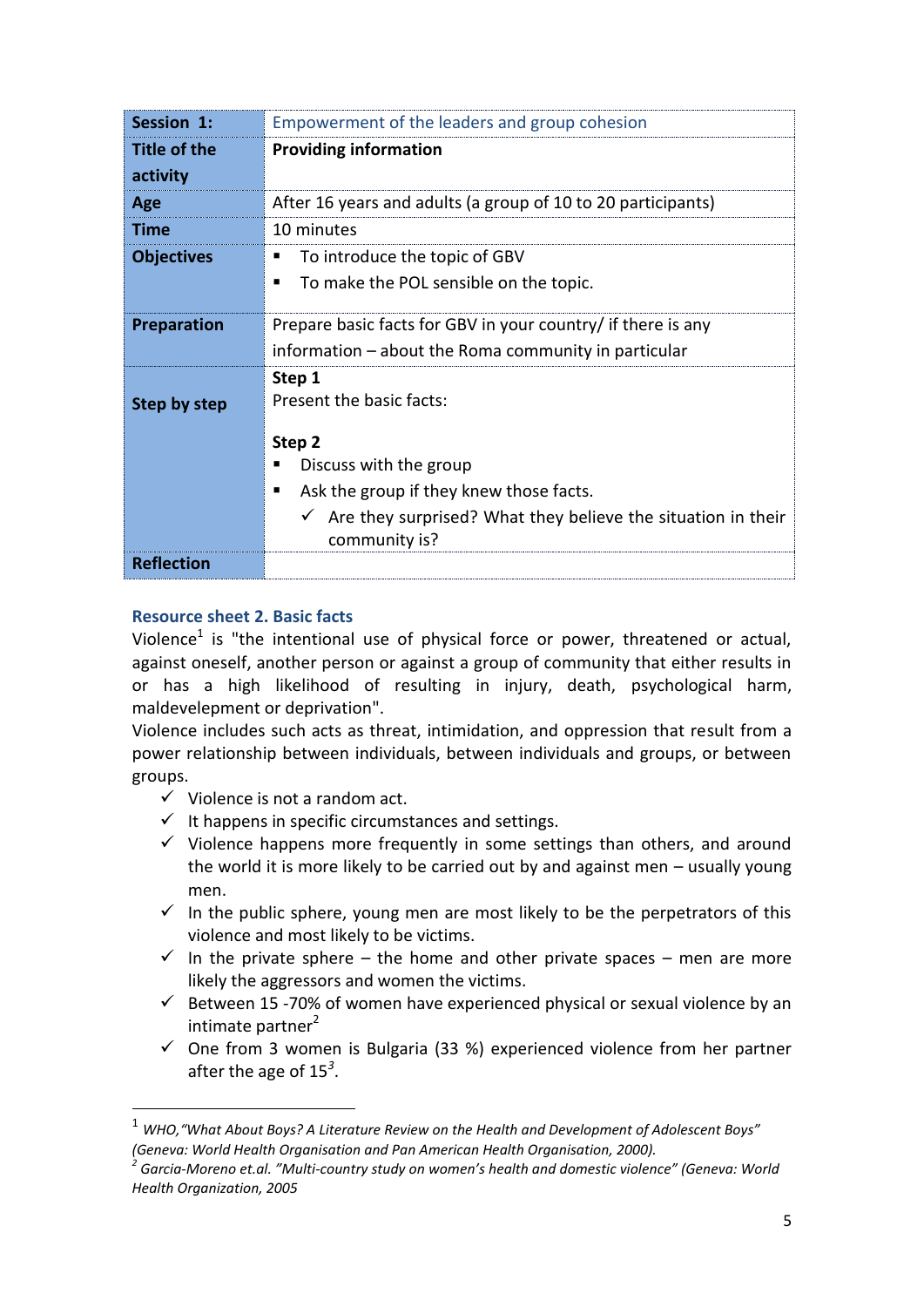| Session 1: | Empowerment of the leaders and group cohesion |
|---|---|
| Title of the activity | **Providing information** |
| Age | After 16 years and adults (a group of 10 to 20 participants) |
| Time | 10 minutes |
| Objectives | ▪ To introduce the topic of GBV<br>▪ To make the POL sensible on the topic. |
| Preparation | Prepare basic facts for GBV in your country/ if there is any information – about the Roma community in particular |
| Step by step | **Step 1**<br>Present the basic facts:<br><br>**Step 2**<br>▪ Discuss with the group<br>▪ Ask the group if they knew those facts.<br>✓ Are they surprised? What they believe the situation in their community is? |
| Reflection | |

### Resource sheet 2. Basic facts

Violence[1] is "the intentional use of physical force or power, threatened or actual, against oneself, another person or against a group of community that either results in or has a high likelihood of resulting in injury, death, psychological harm, maldevelepment or deprivation".

Violence includes such acts as threat, intimidation, and oppression that result from a power relationship between individuals, between individuals and groups, or between groups.

- ✓ Violence is not a random act.
- ✓ It happens in specific circumstances and settings.
- ✓ Violence happens more frequently in some settings than others, and around the world it is more likely to be carried out by and against men – usually young men.
- ✓ In the public sphere, young men are most likely to be the perpetrators of this violence and most likely to be victims.
- ✓ In the private sphere – the home and other private spaces – men are more likely the aggressors and women the victims.
- ✓ Between 15 -70% of women have experienced physical or sexual violence by an intimate partner[2]
- ✓ One from 3 women is Bulgaria (33 %) experienced violence from her partner after the age of 15[3].

---

[1] *WHO,"What About Boys? A Literature Review on the Health and Development of Adolescent Boys" (Geneva: World Health Organisation and Pan American Health Organisation, 2000).*

[2] *Garcia-Moreno et.al. "Multi-country study on women's health and domestic violence" (Geneva: World Health Organization, 2005*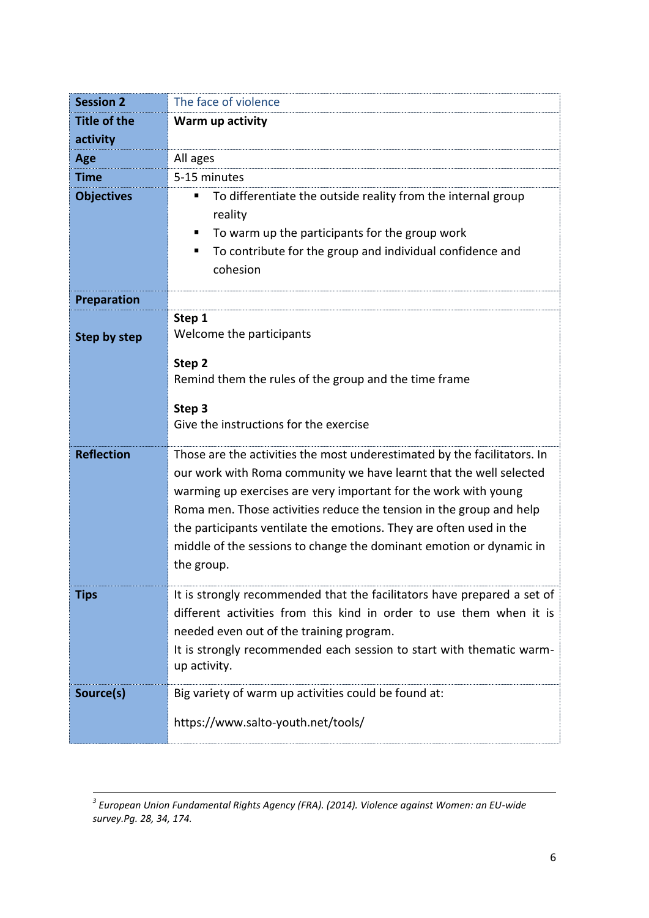| Session 2 | The face of violence |
|---|---|
| **Title of the activity** | **Warm up activity** |
| **Age** | All ages |
| **Time** | 5-15 minutes |
| **Objectives** | ▪ To differentiate the outside reality from the internal group reality<br>▪ To warm up the participants for the group work<br>▪ To contribute for the group and individual confidence and cohesion |
| **Preparation** | |
| **Step by step** | **Step 1**<br>Welcome the participants<br><br>**Step 2**<br>Remind them the rules of the group and the time frame<br><br>**Step 3**<br>Give the instructions for the exercise |
| **Reflection** | Those are the activities the most underestimated by the facilitators. In our work with Roma community we have learnt that the well selected warming up exercises are very important for the work with young Roma men. Those activities reduce the tension in the group and help the participants ventilate the emotions. They are often used in the middle of the sessions to change the dominant emotion or dynamic in the group. |
| **Tips** | It is strongly recommended that the facilitators have prepared a set of different activities from this kind in order to use them when it is needed even out of the training program.<br>It is strongly recommended each session to start with thematic warm-up activity. |
| **Source(s)** | Big variety of warm up activities could be found at:<br><br>https://www.salto-youth.net/tools/ |

[3] *European Union Fundamental Rights Agency (FRA). (2014). Violence against Women: an EU-wide survey.Pg. 28, 34, 174.*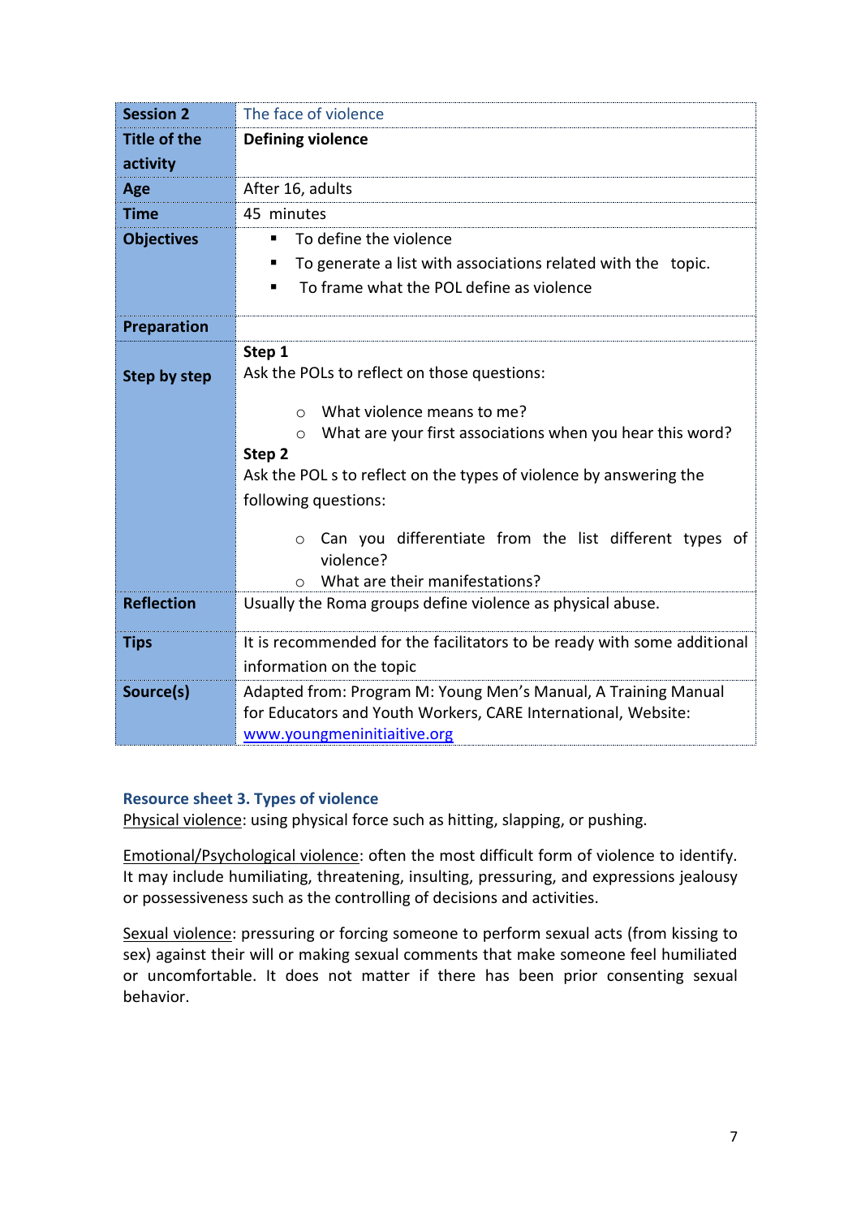| Session 2 | The face of violence |
|---|---|
| Title of the activity | **Defining violence** |
| Age | After 16, adults |
| Time | 45 minutes |
| Objectives | ▪ To define the violence<br>▪ To generate a list with associations related with the topic.<br>▪ To frame what the POL define as violence |
| Preparation | |
| Step by step | **Step 1**<br>Ask the POLs to reflect on those questions:<br>○ What violence means to me?<br>○ What are your first associations when you hear this word?<br>**Step 2**<br>Ask the POL s to reflect on the types of violence by answering the following questions:<br>○ Can you differentiate from the list different types of violence?<br>○ What are their manifestations? |
| Reflection | Usually the Roma groups define violence as physical abuse. |
| Tips | It is recommended for the facilitators to be ready with some additional information on the topic |
| Source(s) | Adapted from: Program M: Young Men's Manual, A Training Manual for Educators and Youth Workers, CARE International, Website: www.youngmeninitiaitive.org |

### Resource sheet 3. Types of violence

Physical violence: using physical force such as hitting, slapping, or pushing.

Emotional/Psychological violence: often the most difficult form of violence to identify. It may include humiliating, threatening, insulting, pressuring, and expressions jealousy or possessiveness such as the controlling of decisions and activities.

Sexual violence: pressuring or forcing someone to perform sexual acts (from kissing to sex) against their will or making sexual comments that make someone feel humiliated or uncomfortable. It does not matter if there has been prior consenting sexual behavior.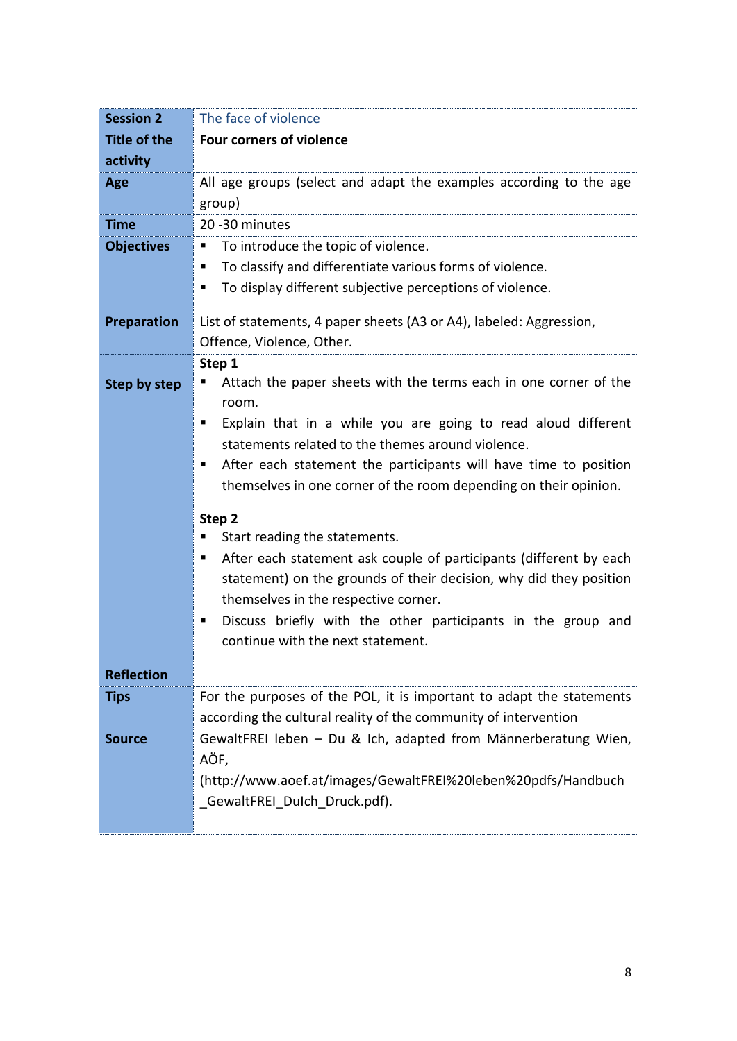| Session 2 | The face of violence |
|---|---|
| **Title of the activity** | **Four corners of violence** |
| **Age** | All age groups (select and adapt the examples according to the age group) |
| **Time** | 20 -30 minutes |
| **Objectives** | ▪ To introduce the topic of violence.<br>▪ To classify and differentiate various forms of violence.<br>▪ To display different subjective perceptions of violence. |
| **Preparation** | List of statements, 4 paper sheets (A3 or A4), labeled: Aggression, Offence, Violence, Other. |
| **Step by step** | **Step 1**<br>▪ Attach the paper sheets with the terms each in one corner of the room.<br>▪ Explain that in a while you are going to read aloud different statements related to the themes around violence.<br>▪ After each statement the participants will have time to position themselves in one corner of the room depending on their opinion.<br><br>**Step 2**<br>▪ Start reading the statements.<br>▪ After each statement ask couple of participants (different by each statement) on the grounds of their decision, why did they position themselves in the respective corner.<br>▪ Discuss briefly with the other participants in the group and continue with the next statement. |
| **Reflection** | |
| **Tips** | For the purposes of the POL, it is important to adapt the statements according the cultural reality of the community of intervention |
| **Source** | GewaltFREI leben – Du & Ich, adapted from Männerberatung Wien, AÖF, (http://www.aoef.at/images/GewaltFREI%20leben%20pdfs/Handbuch_GewaltFREI_DuIch_Druck.pdf). |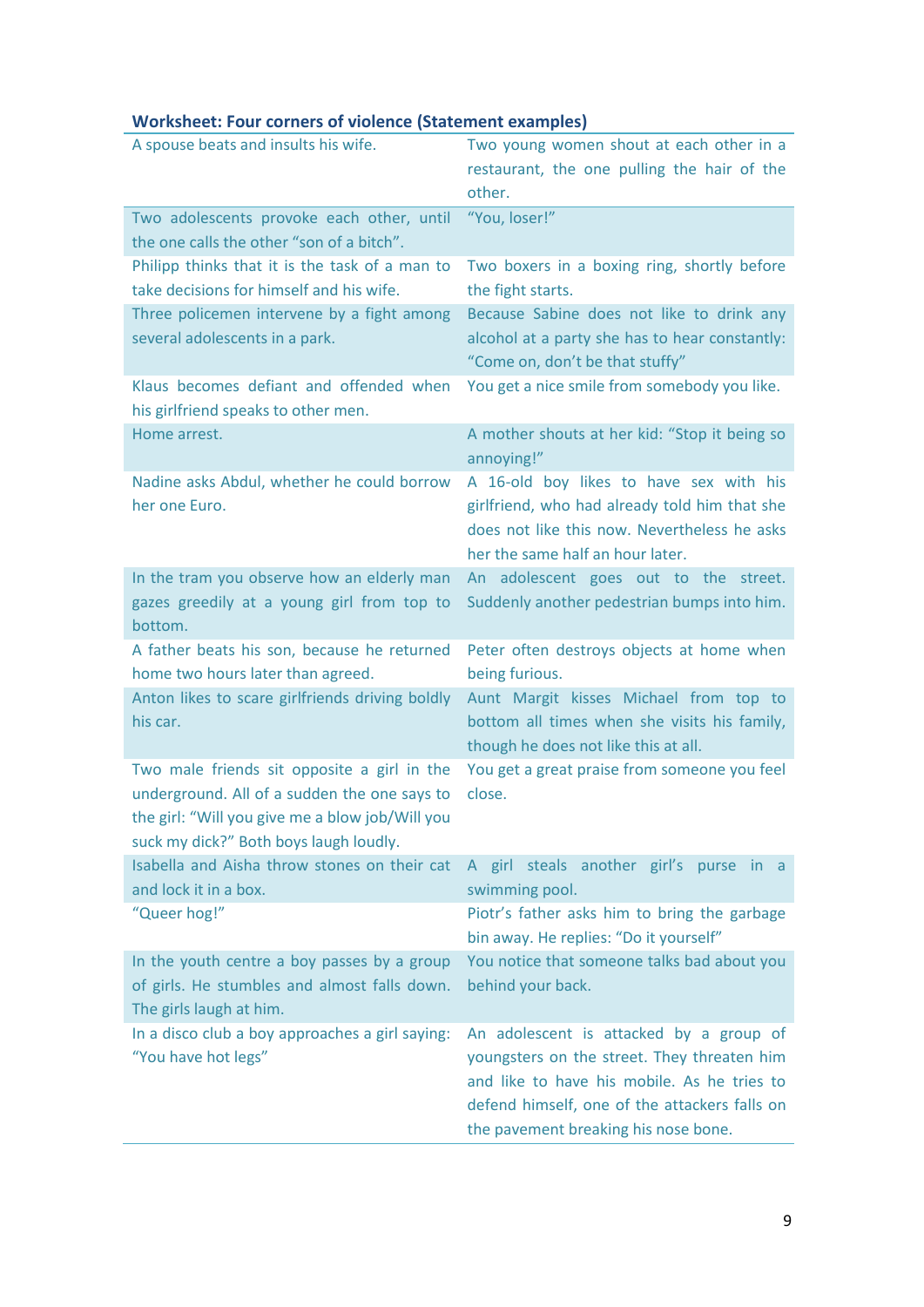**Worksheet: Four corners of violence (Statement examples)**

| | |
|---|---|
| A spouse beats and insults his wife. | Two young women shout at each other in a restaurant, the one pulling the hair of the other. |
| Two adolescents provoke each other, until the one calls the other “son of a bitch”. | “You, loser!” |
| Philipp thinks that it is the task of a man to take decisions for himself and his wife. | Two boxers in a boxing ring, shortly before the fight starts. |
| Three policemen intervene by a fight among several adolescents in a park. | Because Sabine does not like to drink any alcohol at a party she has to hear constantly: “Come on, don’t be that stuffy” |
| Klaus becomes defiant and offended when his girlfriend speaks to other men. | You get a nice smile from somebody you like. |
| Home arrest. | A mother shouts at her kid: “Stop it being so annoying!” |
| Nadine asks Abdul, whether he could borrow her one Euro. | A 16-old boy likes to have sex with his girlfriend, who had already told him that she does not like this now. Nevertheless he asks her the same half an hour later. |
| In the tram you observe how an elderly man gazes greedily at a young girl from top to bottom. | An adolescent goes out to the street. Suddenly another pedestrian bumps into him. |
| A father beats his son, because he returned home two hours later than agreed. | Peter often destroys objects at home when being furious. |
| Anton likes to scare girlfriends driving boldly his car. | Aunt Margit kisses Michael from top to bottom all times when she visits his family, though he does not like this at all. |
| Two male friends sit opposite a girl in the underground. All of a sudden the one says to the girl: “Will you give me a blow job/Will you suck my dick?” Both boys laugh loudly. | You get a great praise from someone you feel close. |
| Isabella and Aisha throw stones on their cat and lock it in a box. | A girl steals another girl’s purse in a swimming pool. |
| “Queer hog!” | Piotr’s father asks him to bring the garbage bin away. He replies: “Do it yourself” |
| In the youth centre a boy passes by a group of girls. He stumbles and almost falls down. The girls laugh at him. | You notice that someone talks bad about you behind your back. |
| In a disco club a boy approaches a girl saying: “You have hot legs” | An adolescent is attacked by a group of youngsters on the street. They threaten him and like to have his mobile. As he tries to defend himself, one of the attackers falls on the pavement breaking his nose bone. |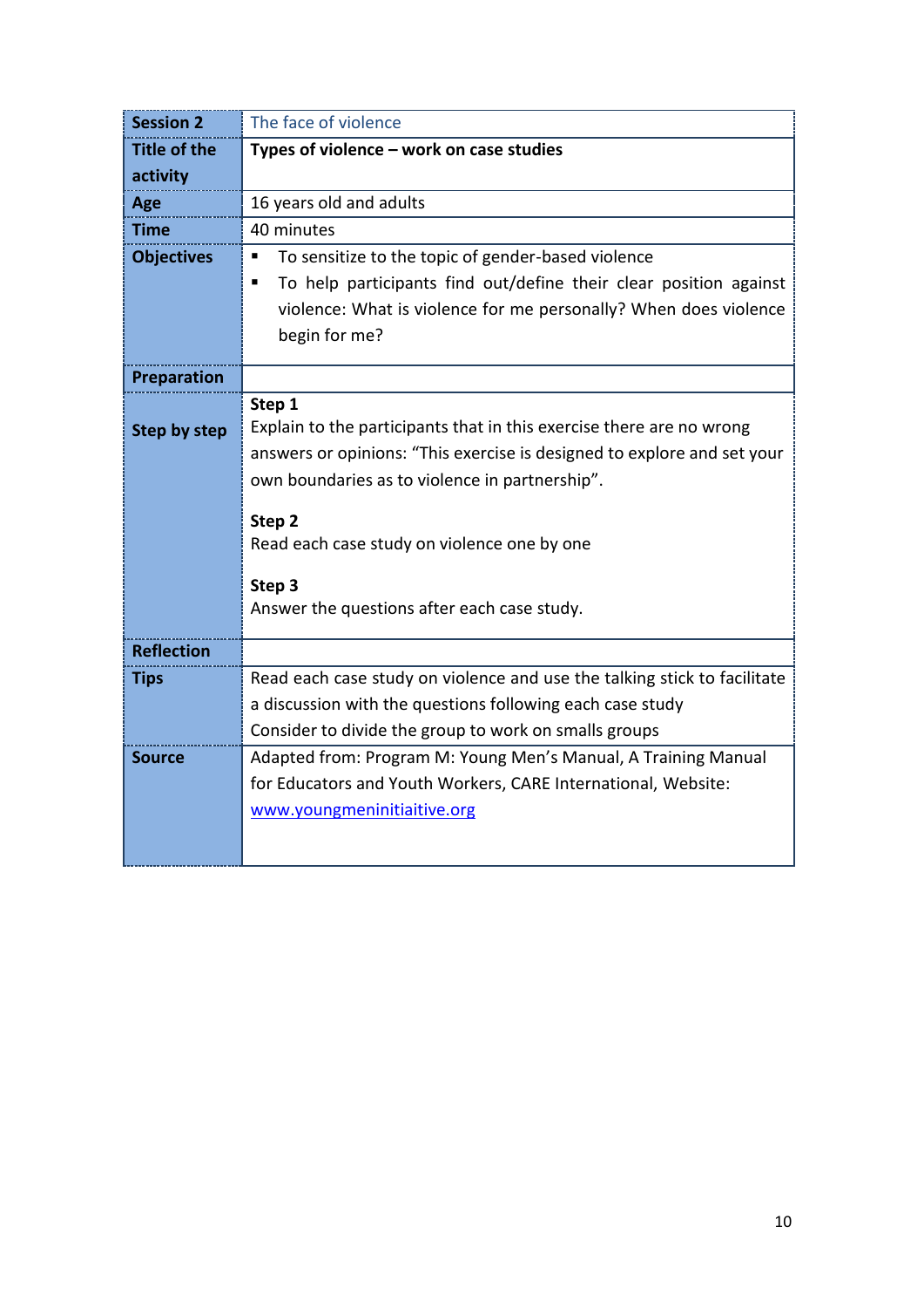| Session 2 | The face of violence |
|---|---|
| Title of the activity | **Types of violence – work on case studies** |
| Age | 16 years old and adults |
| Time | 40 minutes |
| Objectives | ▪ To sensitize to the topic of gender-based violence<br>▪ To help participants find out/define their clear position against violence: What is violence for me personally? When does violence begin for me? |
| Preparation | |
| Step by step | **Step 1**<br>Explain to the participants that in this exercise there are no wrong answers or opinions: "This exercise is designed to explore and set your own boundaries as to violence in partnership".<br><br>**Step 2**<br>Read each case study on violence one by one<br><br>**Step 3**<br>Answer the questions after each case study. |
| Reflection | |
| Tips | Read each case study on violence and use the talking stick to facilitate a discussion with the questions following each case study<br>Consider to divide the group to work on smalls groups |
| Source | Adapted from: Program M: Young Men's Manual, A Training Manual for Educators and Youth Workers, CARE International, Website: [www.youngmeninitiaitive.org](www.youngmeninitiaitive.org) |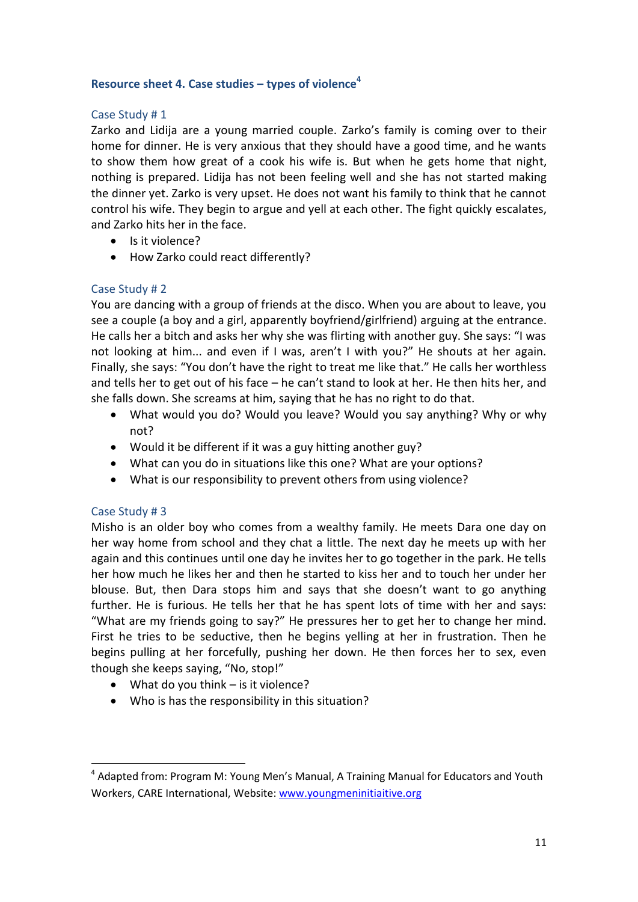### Resource sheet 4. Case studies – types of violence[4]

#### Case Study # 1

Zarko and Lidija are a young married couple. Zarko's family is coming over to their home for dinner. He is very anxious that they should have a good time, and he wants to show them how great of a cook his wife is. But when he gets home that night, nothing is prepared. Lidija has not been feeling well and she has not started making the dinner yet. Zarko is very upset. He does not want his family to think that he cannot control his wife. They begin to argue and yell at each other. The fight quickly escalates, and Zarko hits her in the face.

- Is it violence?
- How Zarko could react differently?

#### Case Study # 2

You are dancing with a group of friends at the disco. When you are about to leave, you see a couple (a boy and a girl, apparently boyfriend/girlfriend) arguing at the entrance. He calls her a bitch and asks her why she was flirting with another guy. She says: "I was not looking at him... and even if I was, aren't I with you?" He shouts at her again. Finally, she says: "You don't have the right to treat me like that." He calls her worthless and tells her to get out of his face – he can't stand to look at her. He then hits her, and she falls down. She screams at him, saying that he has no right to do that.

- What would you do? Would you leave? Would you say anything? Why or why not?
- Would it be different if it was a guy hitting another guy?
- What can you do in situations like this one? What are your options?
- What is our responsibility to prevent others from using violence?

#### Case Study # 3

Misho is an older boy who comes from a wealthy family. He meets Dara one day on her way home from school and they chat a little. The next day he meets up with her again and this continues until one day he invites her to go together in the park. He tells her how much he likes her and then he started to kiss her and to touch her under her blouse. But, then Dara stops him and says that she doesn't want to go anything further. He is furious. He tells her that he has spent lots of time with her and says: "What are my friends going to say?" He pressures her to get her to change her mind. First he tries to be seductive, then he begins yelling at her in frustration. Then he begins pulling at her forcefully, pushing her down. He then forces her to sex, even though she keeps saying, "No, stop!"

- What do you think – is it violence?
- Who is has the responsibility in this situation?

---

[4] Adapted from: Program M: Young Men's Manual, A Training Manual for Educators and Youth Workers, CARE International, Website: www.youngmeninitiaitive.org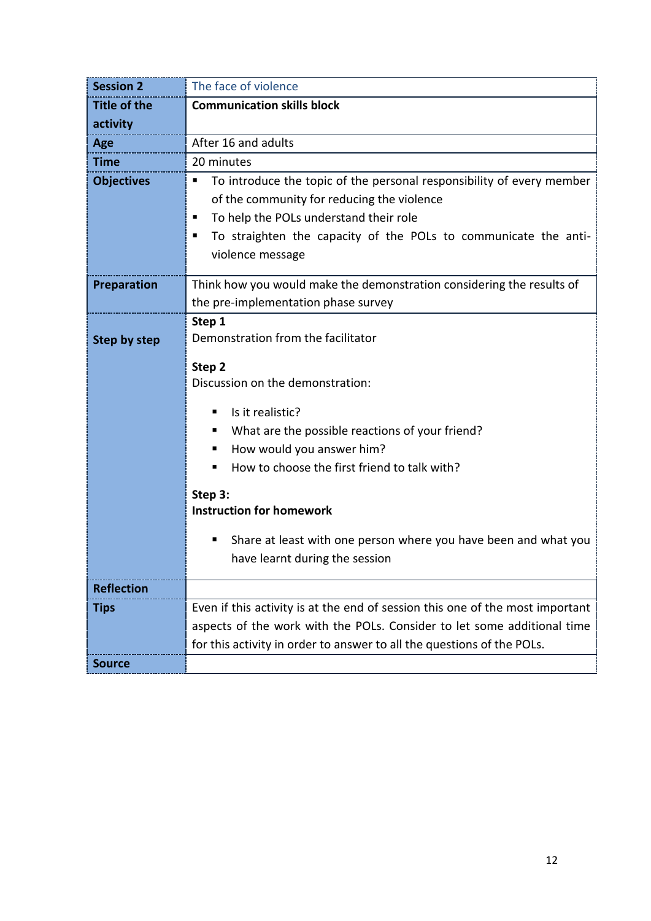| **Session 2** | The face of violence |
|---|---|
| **Title of the activity** | **Communication skills block** |
| **Age** | After 16 and adults |
| **Time** | 20 minutes |
| **Objectives** | ▪ To introduce the topic of the personal responsibility of every member of the community for reducing the violence<br>▪ To help the POLs understand their role<br>▪ To straighten the capacity of the POLs to communicate the anti-violence message |
| **Preparation** | Think how you would make the demonstration considering the results of the pre-implementation phase survey |
| **Step by step** | **Step 1**<br>Demonstration from the facilitator<br><br>**Step 2**<br>Discussion on the demonstration:<br>▪ Is it realistic?<br>▪ What are the possible reactions of your friend?<br>▪ How would you answer him?<br>▪ How to choose the first friend to talk with?<br><br>**Step 3:**<br>**Instruction for homework**<br>▪ Share at least with one person where you have been and what you have learnt during the session |
| **Reflection** | |
| **Tips** | Even if this activity is at the end of session this one of the most important aspects of the work with the POLs. Consider to let some additional time for this activity in order to answer to all the questions of the POLs. |
| **Source** | |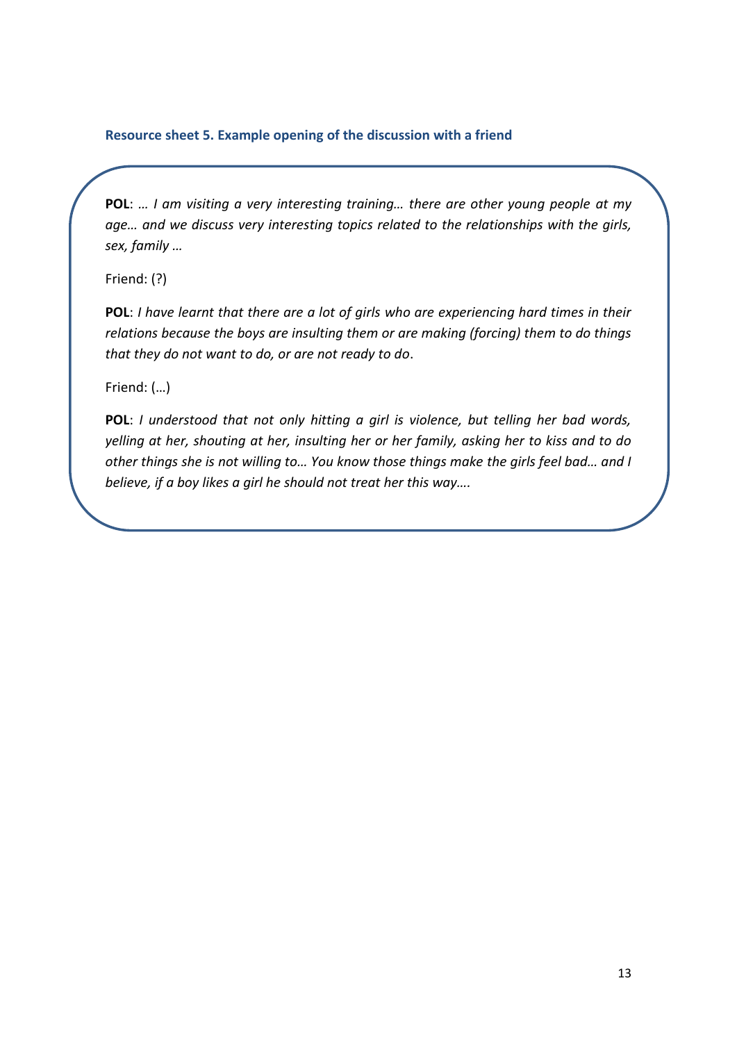### Resource sheet 5. Example opening of the discussion with a friend

**POL**: *… I am visiting a very interesting training… there are other young people at my age… and we discuss very interesting topics related to the relationships with the girls, sex, family …*

Friend: (?)

**POL**: *I have learnt that there are a lot of girls who are experiencing hard times in their relations because the boys are insulting them or are making (forcing) them to do things that they do not want to do, or are not ready to do*.

Friend: (…)

**POL**: *I understood that not only hitting a girl is violence, but telling her bad words, yelling at her, shouting at her, insulting her or her family, asking her to kiss and to do other things she is not willing to… You know those things make the girls feel bad… and I believe, if a boy likes a girl he should not treat her this way….*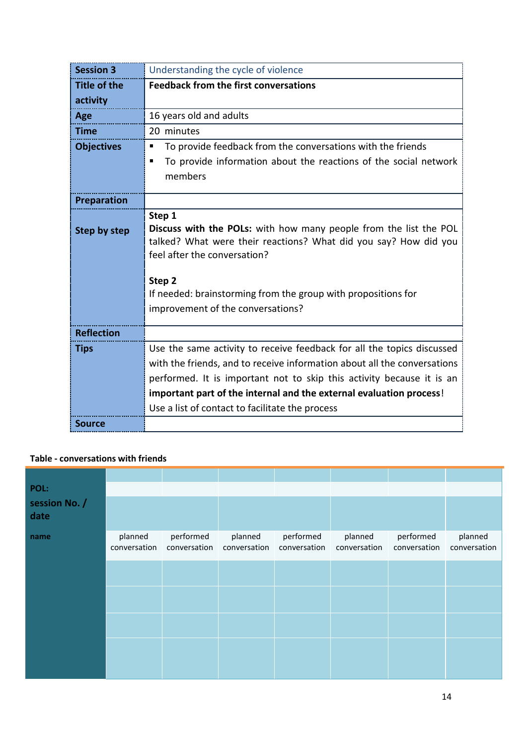| Session 3 | Understanding the cycle of violence |
|---|---|
| Title of the activity | **Feedback from the first conversations** |
| Age | 16 years old and adults |
| Time | 20 minutes |
| Objectives | ▪ To provide feedback from the conversations with the friends<br>▪ To provide information about the reactions of the social network members |
| Preparation | |
| Step by step | **Step 1**<br>**Discuss with the POLs:** with how many people from the list the POL talked? What were their reactions? What did you say? How did you feel after the conversation?<br><br>**Step 2**<br>If needed: brainstorming from the group with propositions for improvement of the conversations? |
| Reflection | |
| Tips | Use the same activity to receive feedback for all the topics discussed with the friends, and to receive information about all the conversations performed. It is important not to skip this activity because it is an **important part of the internal and the external evaluation process**!<br>Use a list of contact to facilitate the process |
| Source | |

**Table - conversations with friends**

| POL:<br>session No. / date | | | | | | | |
|---|---|---|---|---|---|---|---|
| name | planned conversation | performed conversation | planned conversation | performed conversation | planned conversation | performed conversation | planned conversation |
| | | | | | | | |
| | | | | | | | |
| | | | | | | | |
| | | | | | | | |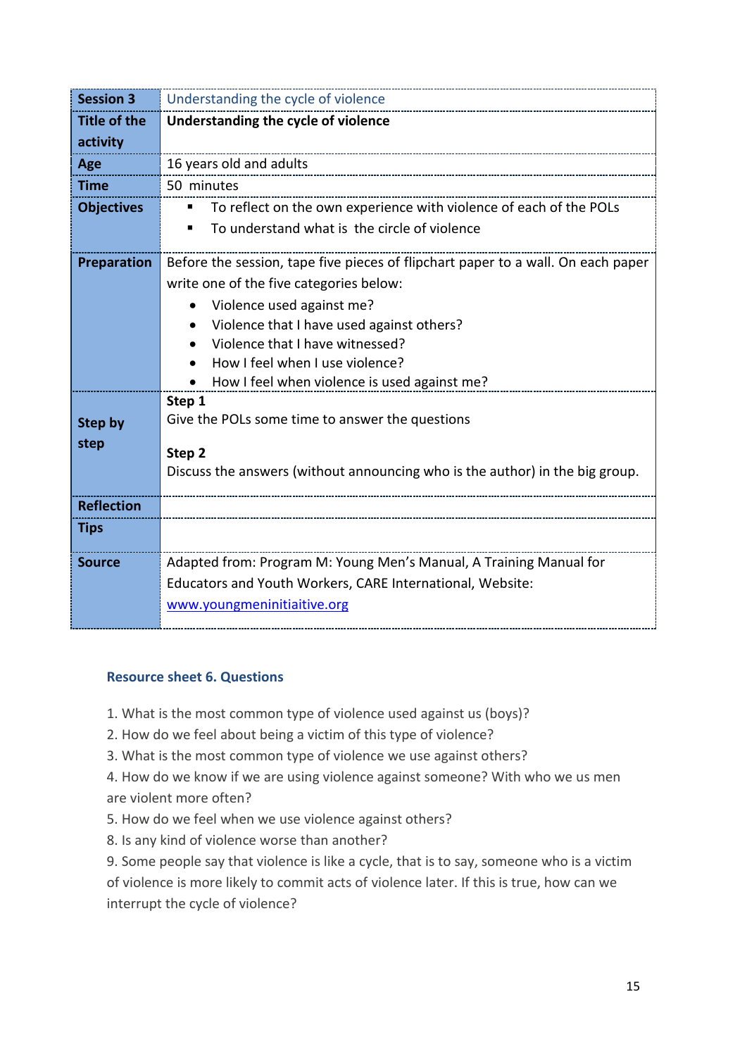| Session 3 | Understanding the cycle of violence |
|---|---|
| Title of the activity | **Understanding the cycle of violence** |
| Age | 16 years old and adults |
| Time | 50 minutes |
| Objectives | ▪ To reflect on the own experience with violence of each of the POLs<br>▪ To understand what is the circle of violence |
| Preparation | Before the session, tape five pieces of flipchart paper to a wall. On each paper write one of the five categories below:<br>• Violence used against me?<br>• Violence that I have used against others?<br>• Violence that I have witnessed?<br>• How I feel when I use violence?<br>• How I feel when violence is used against me? |
| Step by step | **Step 1**<br>Give the POLs some time to answer the questions<br><br>**Step 2**<br>Discuss the answers (without announcing who is the author) in the big group. |
| Reflection | |
| Tips | |
| Source | Adapted from: Program M: Young Men's Manual, A Training Manual for Educators and Youth Workers, CARE International, Website: [www.youngmeninitiaitive.org](www.youngmeninitiaitive.org) |

### Resource sheet 6. Questions

1. What is the most common type of violence used against us (boys)?
2. How do we feel about being a victim of this type of violence?
3. What is the most common type of violence we use against others?
4. How do we know if we are using violence against someone? With who we us men are violent more often?
5. How do we feel when we use violence against others?
8. Is any kind of violence worse than another?
9. Some people say that violence is like a cycle, that is to say, someone who is a victim of violence is more likely to commit acts of violence later. If this is true, how can we interrupt the cycle of violence?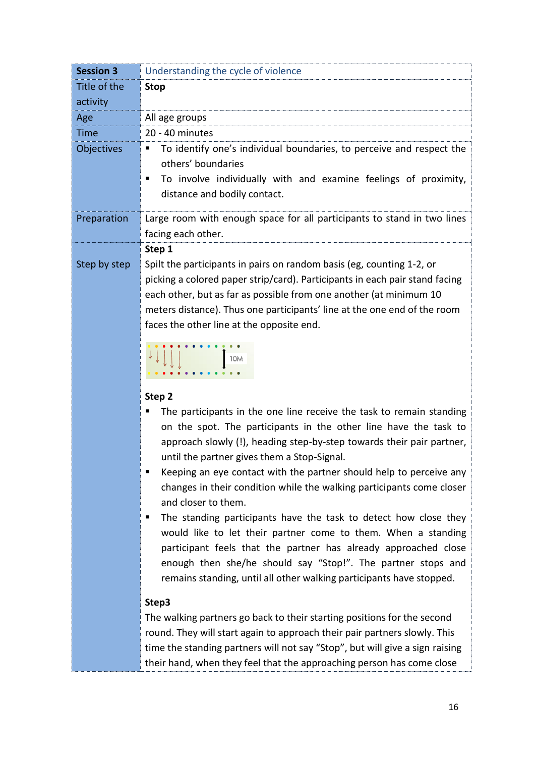| **Session 3** | Understanding the cycle of violence |
|---|---|
| Title of the activity | **Stop** |
| Age | All age groups |
| Time | 20 - 40 minutes |
| Objectives | ▪ To identify one's individual boundaries, to perceive and respect the others' boundaries<br>▪ To involve individually with and examine feelings of proximity, distance and bodily contact. |
| Preparation | Large room with enough space for all participants to stand in two lines facing each other. |
| Step by step | **Step 1**<br>Spilt the participants in pairs on random basis (eg, counting 1-2, or picking a colored paper strip/card). Participants in each pair stand facing each other, but as far as possible from one another (at minimum 10 meters distance). Thus one participants' line at the one end of the room faces the other line at the opposite end.<br>10M<br><br>**Step 2**<br>▪ The participants in the one line receive the task to remain standing on the spot. The participants in the other line have the task to approach slowly (!), heading step-by-step towards their pair partner, until the partner gives them a Stop-Signal.<br>▪ Keeping an eye contact with the partner should help to perceive any changes in their condition while the walking participants come closer and closer to them.<br>▪ The standing participants have the task to detect how close they would like to let their partner come to them. When a standing participant feels that the partner has already approached close enough then she/he should say "Stop!". The partner stops and remains standing, until all other walking participants have stopped.<br><br>**Step3**<br>The walking partners go back to their starting positions for the second round. They will start again to approach their pair partners slowly. This time the standing partners will not say "Stop", but will give a sign raising their hand, when they feel that the approaching person has come close |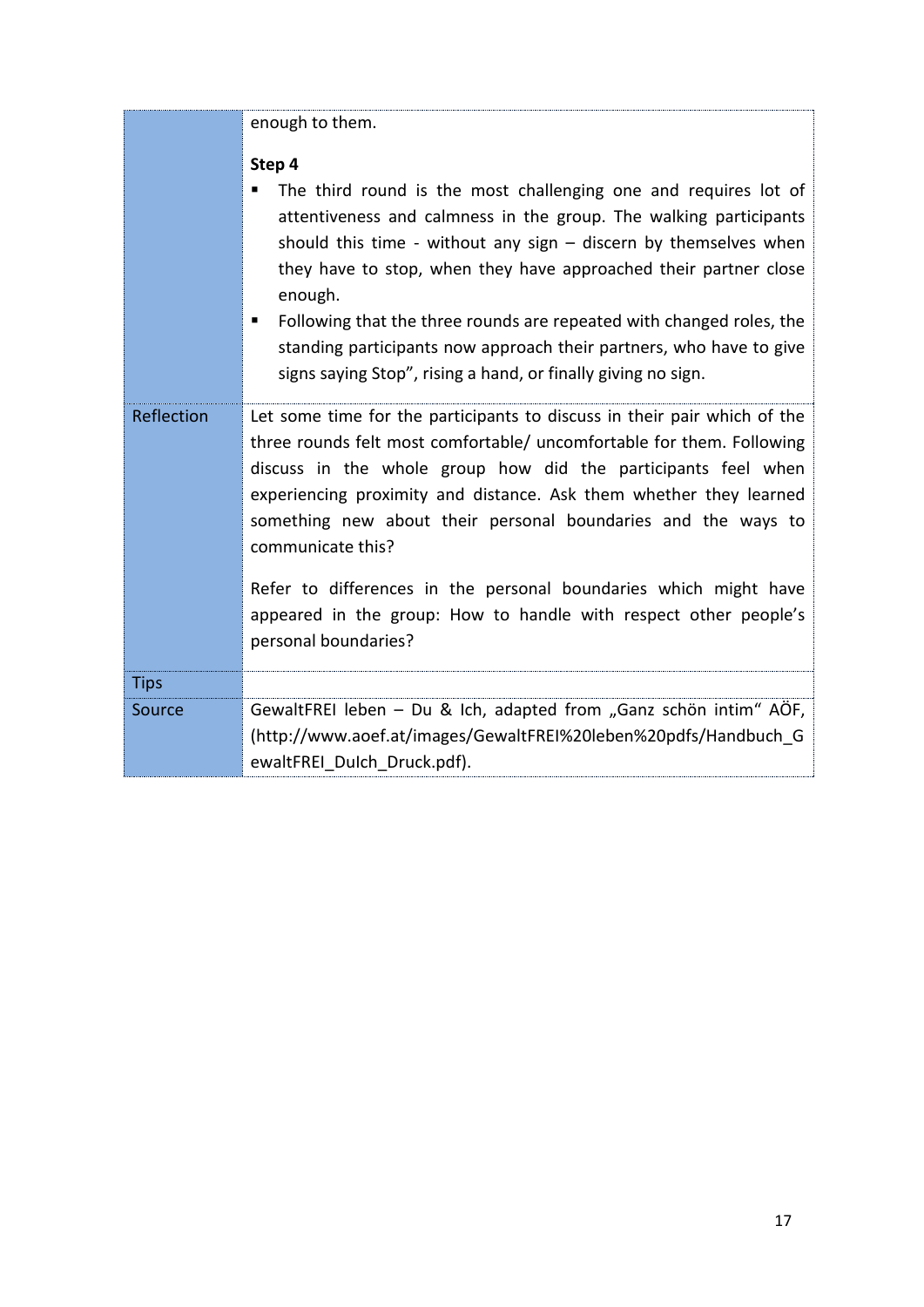|  |  |
|---|---|
|  | enough to them.<br><br>**Step 4**<br>▪ The third round is the most challenging one and requires lot of attentiveness and calmness in the group. The walking participants should this time - without any sign – discern by themselves when they have to stop, when they have approached their partner close enough.<br>▪ Following that the three rounds are repeated with changed roles, the standing participants now approach their partners, who have to give signs saying Stop", rising a hand, or finally giving no sign. |
| Reflection | Let some time for the participants to discuss in their pair which of the three rounds felt most comfortable/ uncomfortable for them. Following discuss in the whole group how did the participants feel when experiencing proximity and distance. Ask them whether they learned something new about their personal boundaries and the ways to communicate this?<br><br>Refer to differences in the personal boundaries which might have appeared in the group: How to handle with respect other people's personal boundaries? |
| Tips |  |
| Source | GewaltFREI leben – Du & Ich, adapted from „Ganz schön intim" AÖF, (http://www.aoef.at/images/GewaltFREI%20leben%20pdfs/Handbuch_GewaltFREI_DuIch_Druck.pdf). |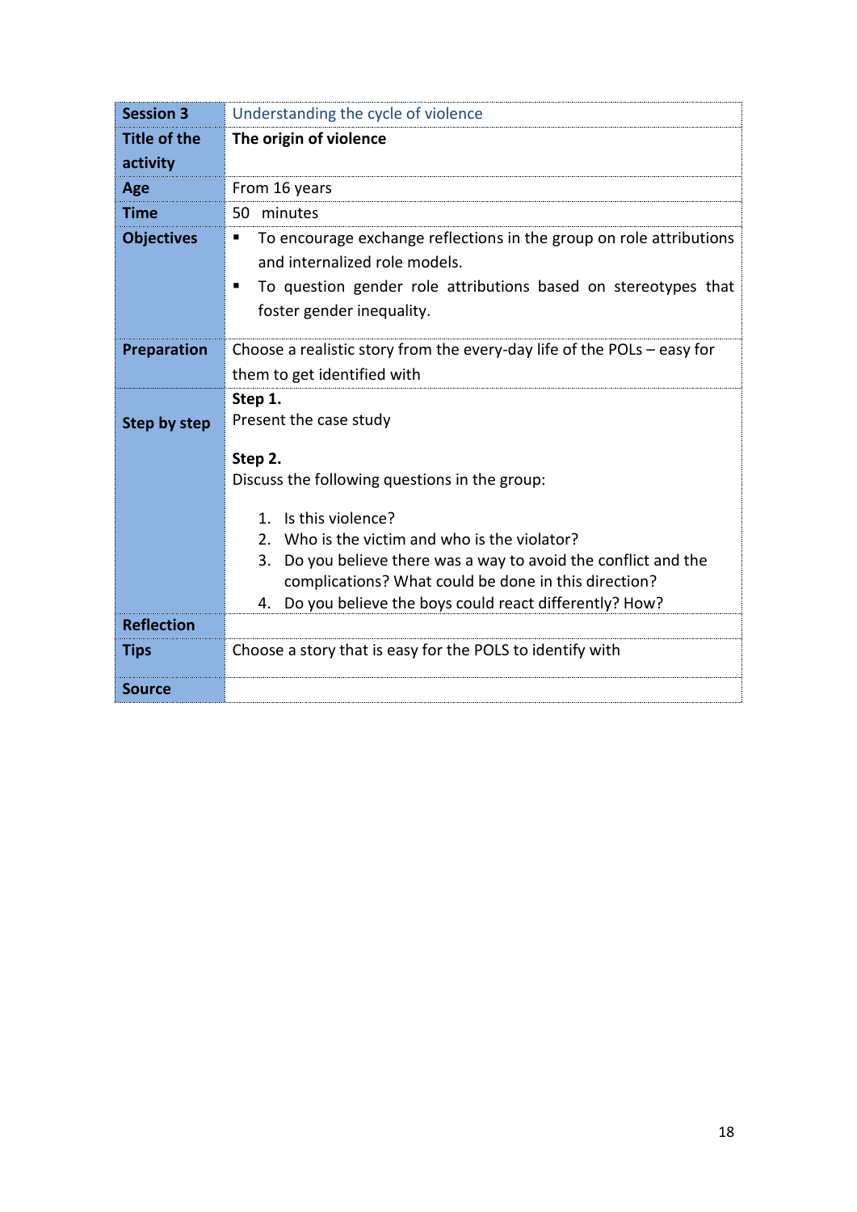| **Session 3** | Understanding the cycle of violence |
|---|---|
| **Title of the activity** | **The origin of violence** |
| **Age** | From 16 years |
| **Time** | 50  minutes |
| **Objectives** | ▪ To encourage exchange reflections in the group on role attributions and internalized role models.<br>▪ To question gender role attributions based on stereotypes that foster gender inequality. |
| **Preparation** | Choose a realistic story from the every-day life of the POLs – easy for them to get identified with |
| **Step by step** | **Step 1.**<br>Present the case study<br><br>**Step 2.**<br>Discuss the following questions in the group:<br><br>1. Is this violence?<br>2. Who is the victim and who is the violator?<br>3. Do you believe there was a way to avoid the conflict and the complications? What could be done in this direction?<br>4. Do you believe the boys could react differently? How? |
| **Reflection** | |
| **Tips** | Choose a story that is easy for the POLS to identify with |
| **Source** | |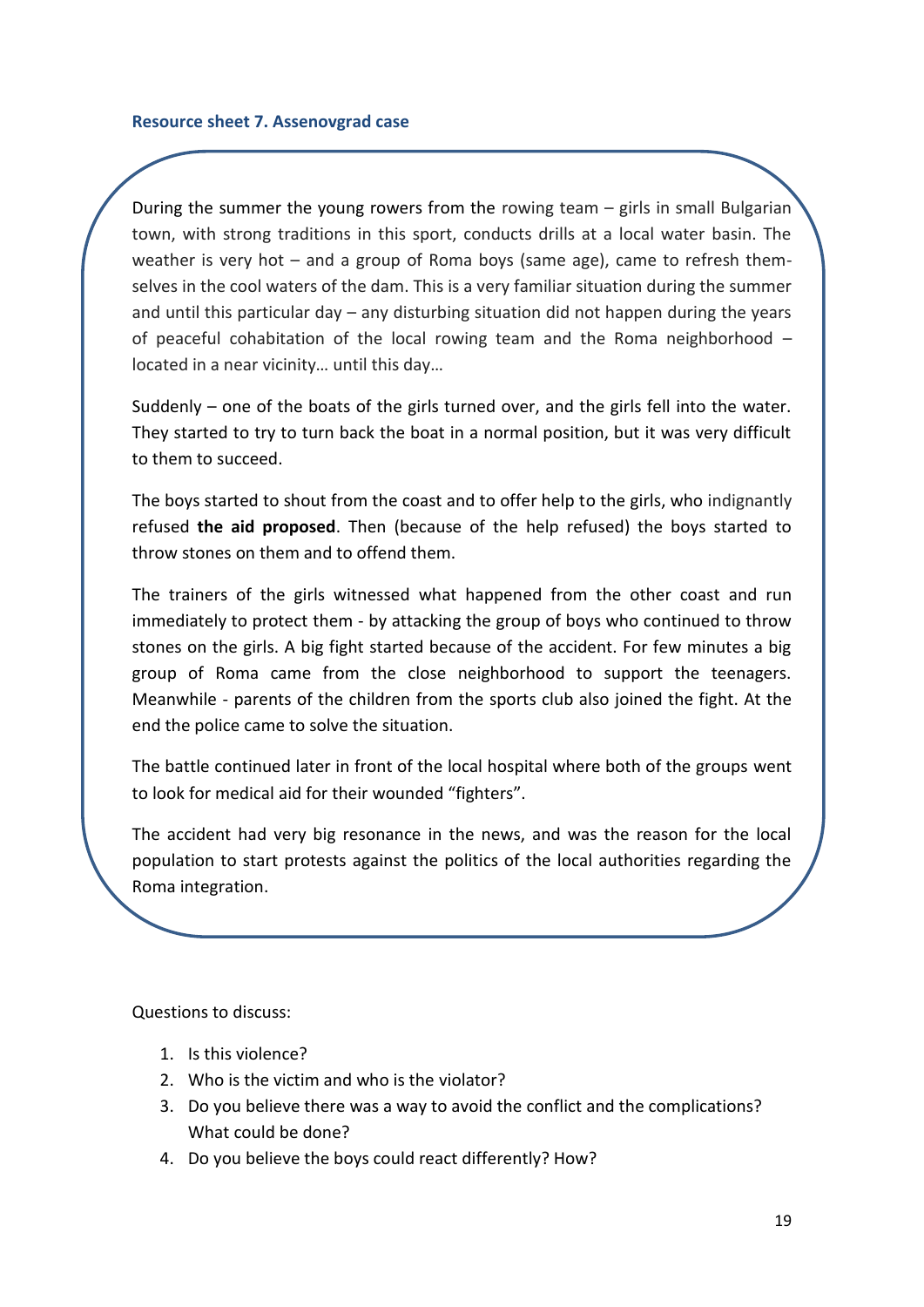### Resource sheet 7. Assenovgrad case

During the summer the young rowers from the rowing team – girls in small Bulgarian town, with strong traditions in this sport, conducts drills at a local water basin. The weather is very hot – and a group of Roma boys (same age), came to refresh themselves in the cool waters of the dam. This is a very familiar situation during the summer and until this particular day – any disturbing situation did not happen during the years of peaceful cohabitation of the local rowing team and the Roma neighborhood – located in a near vicinity… until this day…

Suddenly – one of the boats of the girls turned over, and the girls fell into the water. They started to try to turn back the boat in a normal position, but it was very difficult to them to succeed.

The boys started to shout from the coast and to offer help to the girls, who indignantly refused **the aid proposed**. Then (because of the help refused) the boys started to throw stones on them and to offend them.

The trainers of the girls witnessed what happened from the other coast and run immediately to protect them - by attacking the group of boys who continued to throw stones on the girls. A big fight started because of the accident. For few minutes a big group of Roma came from the close neighborhood to support the teenagers. Meanwhile - parents of the children from the sports club also joined the fight. At the end the police came to solve the situation.

The battle continued later in front of the local hospital where both of the groups went to look for medical aid for their wounded "fighters".

The accident had very big resonance in the news, and was the reason for the local population to start protests against the politics of the local authorities regarding the Roma integration.

Questions to discuss:

1. Is this violence?
2. Who is the victim and who is the violator?
3. Do you believe there was a way to avoid the conflict and the complications? What could be done?
4. Do you believe the boys could react differently? How?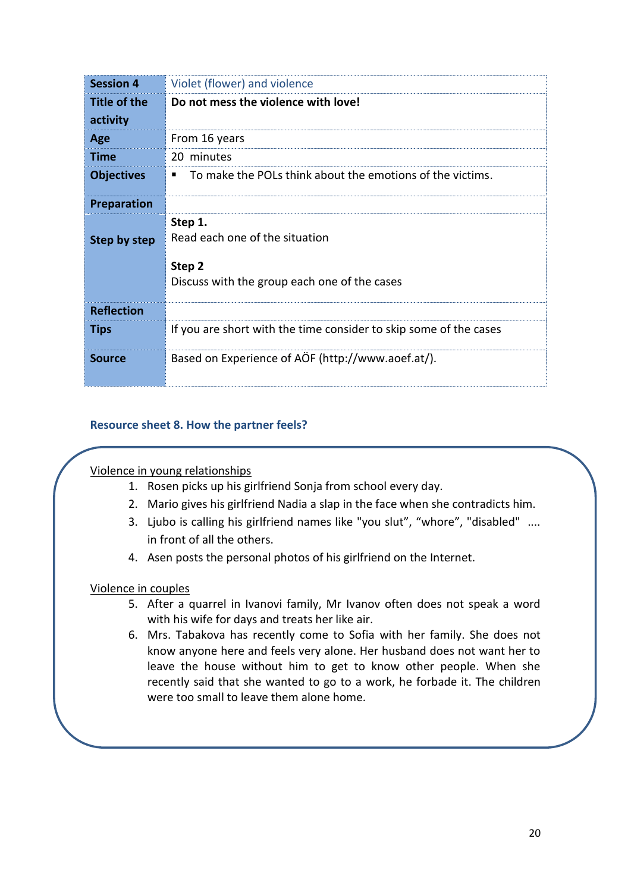| Session 4 | Violet (flower) and violence |
|---|---|
| Title of the activity | **Do not mess the violence with love!** |
| Age | From 16 years |
| Time | 20 minutes |
| Objectives | ▪ To make the POLs think about the emotions of the victims. |
| Preparation | |
| Step by step | **Step 1.**<br>Read each one of the situation<br><br>**Step 2**<br>Discuss with the group each one of the cases |
| Reflection | |
| Tips | If you are short with the time consider to skip some of the cases |
| Source | Based on Experience of AÖF (http://www.aoef.at/). |

### Resource sheet 8. How the partner feels?

Violence in young relationships

1. Rosen picks up his girlfriend Sonja from school every day.
2. Mario gives his girlfriend Nadia a slap in the face when she contradicts him.
3. Ljubo is calling his girlfriend names like "you slut", "whore", "disabled" .... in front of all the others.
4. Asen posts the personal photos of his girlfriend on the Internet.

Violence in couples

5. After a quarrel in Ivanovi family, Mr Ivanov often does not speak a word with his wife for days and treats her like air.
6. Mrs. Tabakova has recently come to Sofia with her family. She does not know anyone here and feels very alone. Her husband does not want her to leave the house without him to get to know other people. When she recently said that she wanted to go to a work, he forbade it. The children were too small to leave them alone home.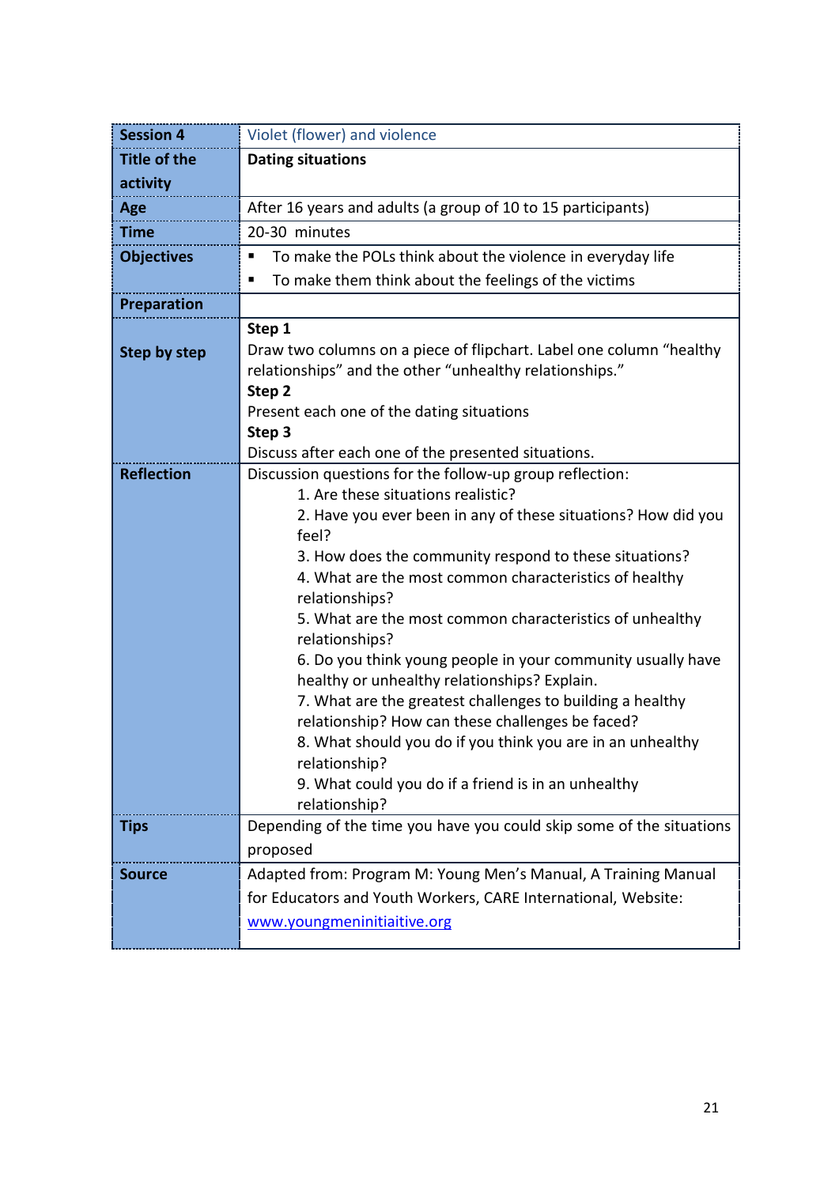| **Session 4** | Violet (flower) and violence |
|---|---|
| **Title of the activity** | **Dating situations** |
| **Age** | After 16 years and adults (a group of 10 to 15 participants) |
| **Time** | 20-30 minutes |
| **Objectives** | ▪ To make the POLs think about the violence in everyday life<br>▪ To make them think about the feelings of the victims |
| **Preparation** | |
| **Step by step** | **Step 1**<br>Draw two columns on a piece of flipchart. Label one column "healthy relationships" and the other "unhealthy relationships."<br>**Step 2**<br>Present each one of the dating situations<br>**Step 3**<br>Discuss after each one of the presented situations. |
| **Reflection** | Discussion questions for the follow-up group reflection:<br>1. Are these situations realistic?<br>2. Have you ever been in any of these situations? How did you feel?<br>3. How does the community respond to these situations?<br>4. What are the most common characteristics of healthy relationships?<br>5. What are the most common characteristics of unhealthy relationships?<br>6. Do you think young people in your community usually have healthy or unhealthy relationships? Explain.<br>7. What are the greatest challenges to building a healthy relationship? How can these challenges be faced?<br>8. What should you do if you think you are in an unhealthy relationship?<br>9. What could you do if a friend is in an unhealthy relationship? |
| **Tips** | Depending of the time you have you could skip some of the situations proposed |
| **Source** | Adapted from: Program M: Young Men's Manual, A Training Manual for Educators and Youth Workers, CARE International, Website: [www.youngmeninitiaitive.org](www.youngmeninitiaitive.org) |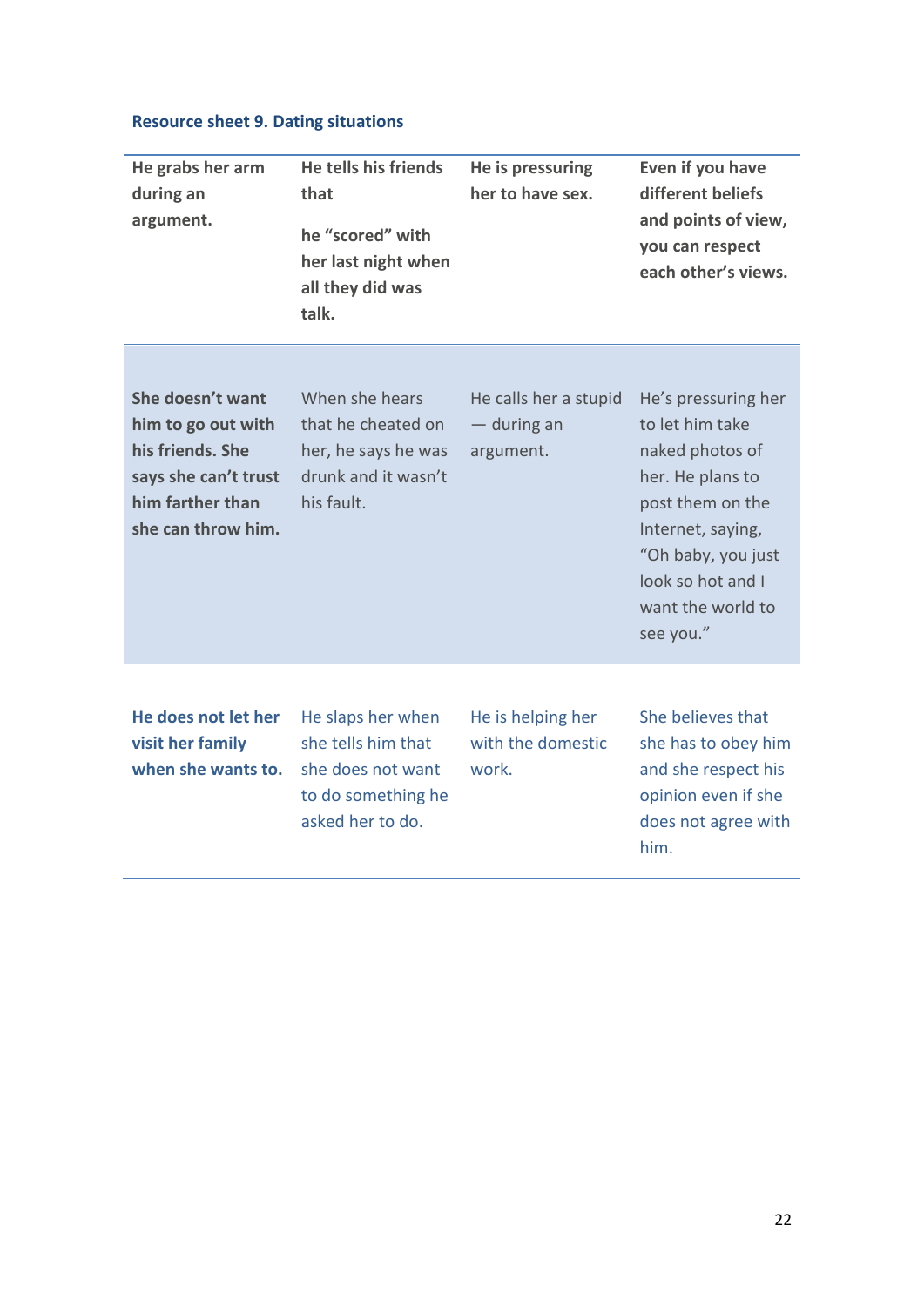Resource sheet 9. Dating situations

| He grabs her arm during an argument. | He tells his friends that he "scored" with her last night when all they did was talk. | He is pressuring her to have sex. | Even if you have different beliefs and points of view, you can respect each other's views. |
|---|---|---|---|
| She doesn't want him to go out with his friends. She says she can't trust him farther than she can throw him. | When she hears that he cheated on her, he says he was drunk and it wasn't his fault. | He calls her a stupid — during an argument. | He's pressuring her to let him take naked photos of her. He plans to post them on the Internet, saying, "Oh baby, you just look so hot and I want the world to see you." |
| He does not let her visit her family when she wants to. | He slaps her when she tells him that she does not want to do something he asked her to do. | He is helping her with the domestic work. | She believes that she has to obey him and she respect his opinion even if she does not agree with him. |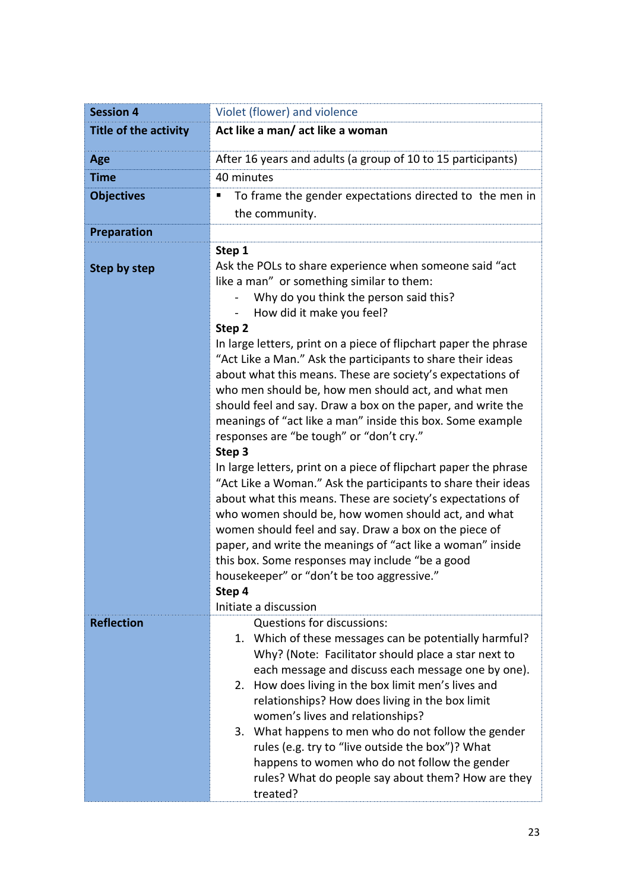| Session 4 | Violet (flower) and violence |
|---|---|
| **Title of the activity** | **Act like a man/ act like a woman** |
| **Age** | After 16 years and adults (a group of 10 to 15 participants) |
| **Time** | 40 minutes |
| **Objectives** | ▪ To frame the gender expectations directed to the men in the community. |
| **Preparation** | |
| **Step by step** | **Step 1**<br>Ask the POLs to share experience when someone said "act like a man" or something similar to them:<br>- Why do you think the person said this?<br>- How did it make you feel?<br>**Step 2**<br>In large letters, print on a piece of flipchart paper the phrase "Act Like a Man." Ask the participants to share their ideas about what this means. These are society's expectations of who men should be, how men should act, and what men should feel and say. Draw a box on the paper, and write the meanings of "act like a man" inside this box. Some example responses are "be tough" or "don't cry."<br>**Step 3**<br>In large letters, print on a piece of flipchart paper the phrase "Act Like a Woman." Ask the participants to share their ideas about what this means. These are society's expectations of who women should be, how women should act, and what women should feel and say. Draw a box on the piece of paper, and write the meanings of "act like a woman" inside this box. Some responses may include "be a good housekeeper" or "don't be too aggressive."<br>**Step 4**<br>Initiate a discussion |
| **Reflection** | Questions for discussions:<br>1. Which of these messages can be potentially harmful? Why? (Note: Facilitator should place a star next to each message and discuss each message one by one).<br>2. How does living in the box limit men's lives and relationships? How does living in the box limit women's lives and relationships?<br>3. What happens to men who do not follow the gender rules (e.g. try to "live outside the box")? What happens to women who do not follow the gender rules? What do people say about them? How are they treated? |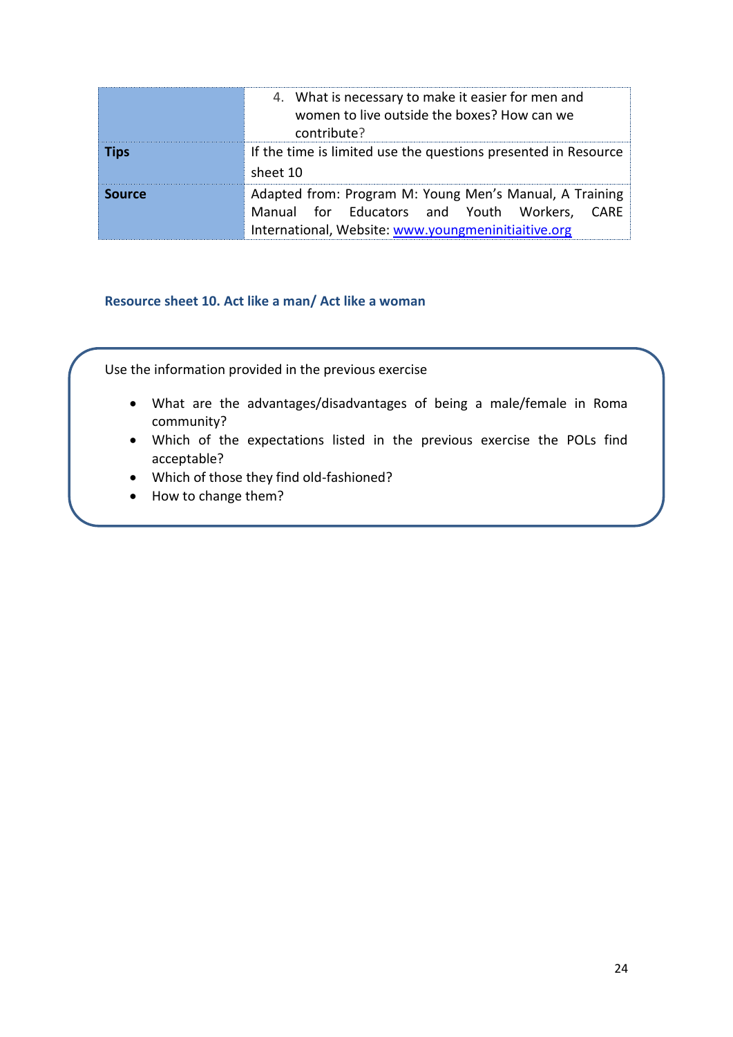| | |
|---|---|
| | 4. What is necessary to make it easier for men and women to live outside the boxes? How can we contribute? |
| **Tips** | If the time is limited use the questions presented in Resource sheet 10 |
| **Source** | Adapted from: Program M: Young Men's Manual, A Training Manual for Educators and Youth Workers, CARE International, Website: [www.youngmeninitiaitive.org](www.youngmeninitiaitive.org) |

### Resource sheet 10. Act like a man/ Act like a woman

Use the information provided in the previous exercise

- What are the advantages/disadvantages of being a male/female in Roma community?
- Which of the expectations listed in the previous exercise the POLs find acceptable?
- Which of those they find old-fashioned?
- How to change them?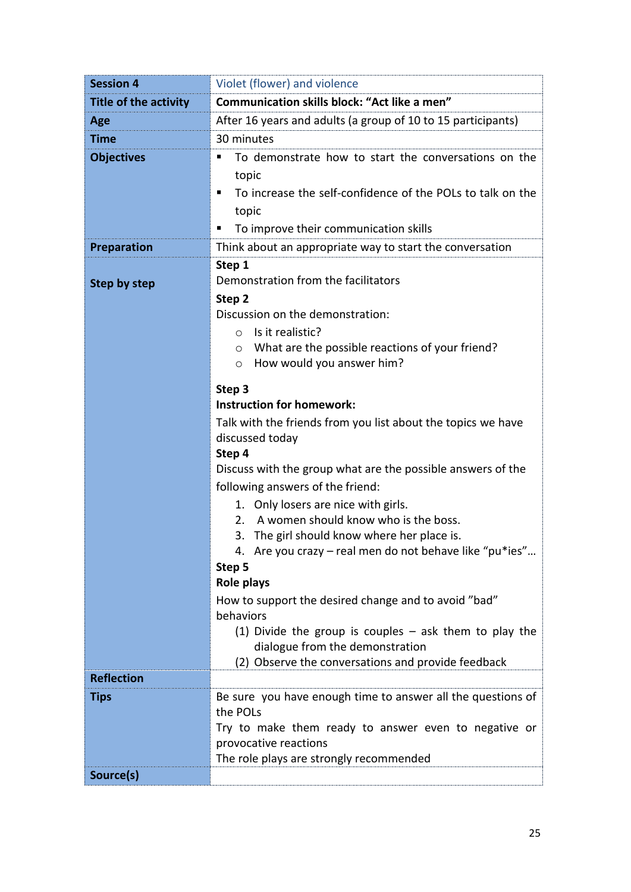| Session 4 | Violet (flower) and violence |
|---|---|
| **Title of the activity** | **Communication skills block: "Act like a men"** |
| **Age** | After 16 years and adults (a group of 10 to 15 participants) |
| **Time** | 30 minutes |
| **Objectives** | ▪ To demonstrate how to start the conversations on the topic<br>▪ To increase the self-confidence of the POLs to talk on the topic<br>▪ To improve their communication skills |
| **Preparation** | Think about an appropriate way to start the conversation |
| **Step by step** | **Step 1**<br>Demonstration from the facilitators<br>**Step 2**<br>Discussion on the demonstration:<br>○ Is it realistic?<br>○ What are the possible reactions of your friend?<br>○ How would you answer him?<br><br>**Step 3**<br>**Instruction for homework:**<br>Talk with the friends from you list about the topics we have discussed today<br>**Step 4**<br>Discuss with the group what are the possible answers of the following answers of the friend:<br>1. Only losers are nice with girls.<br>2. A women should know who is the boss.<br>3. The girl should know where her place is.<br>4. Are you crazy – real men do not behave like "pu*ies"…<br>**Step 5**<br>**Role plays**<br>How to support the desired change and to avoid "bad" behaviors<br>(1) Divide the group is couples – ask them to play the dialogue from the demonstration<br>(2) Observe the conversations and provide feedback |
| **Reflection** | |
| **Tips** | Be sure you have enough time to answer all the questions of the POLs<br>Try to make them ready to answer even to negative or provocative reactions<br>The role plays are strongly recommended |
| **Source(s)** | |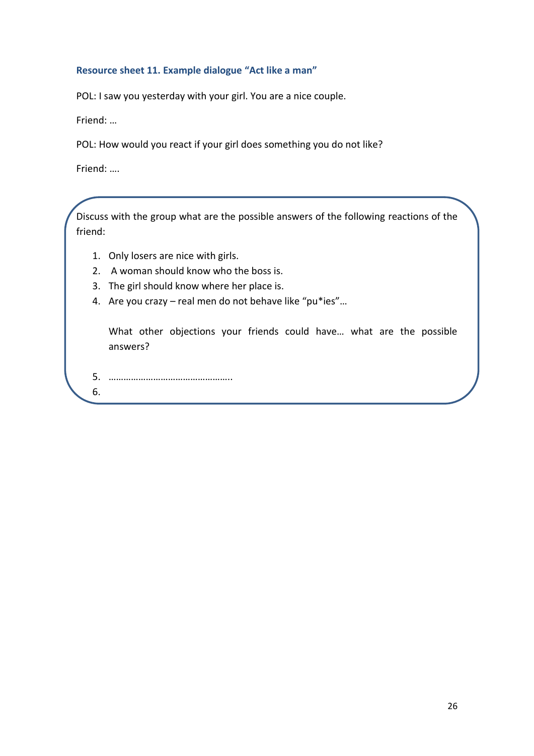### Resource sheet 11. Example dialogue "Act like a man"

POL: I saw you yesterday with your girl. You are a nice couple.

Friend: …

POL: How would you react if your girl does something you do not like?

Friend: ….

Discuss with the group what are the possible answers of the following reactions of the friend:

1. Only losers are nice with girls.
2. A woman should know who the boss is.
3. The girl should know where her place is.
4. Are you crazy – real men do not behave like "pu*ies"…

   What other objections your friends could have… what are the possible answers?

5. …………………………………………..
6.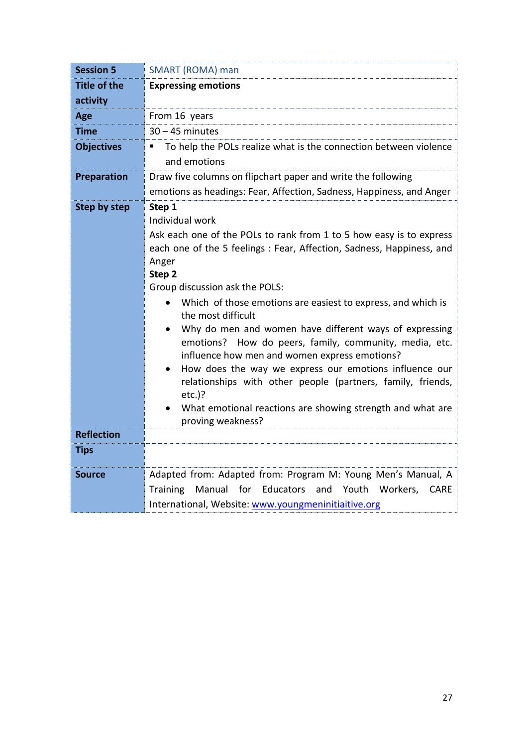| Session 5 | SMART (ROMA) man |
|---|---|
| Title of the activity | **Expressing emotions** |
| Age | From 16 years |
| Time | 30 – 45 minutes |
| Objectives | ▪ To help the POLs realize what is the connection between violence and emotions |
| Preparation | Draw five columns on flipchart paper and write the following emotions as headings: Fear, Affection, Sadness, Happiness, and Anger |
| Step by step | **Step 1**<br>Individual work<br>Ask each one of the POLs to rank from 1 to 5 how easy is to express each one of the 5 feelings : Fear, Affection, Sadness, Happiness, and Anger<br>**Step 2**<br>Group discussion ask the POLS:<br>• Which of those emotions are easiest to express, and which is the most difficult<br>• Why do men and women have different ways of expressing emotions? How do peers, family, community, media, etc. influence how men and women express emotions?<br>• How does the way we express our emotions influence our relationships with other people (partners, family, friends, etc.)?<br>• What emotional reactions are showing strength and what are proving weakness? |
| Reflection | |
| Tips | |
| Source | Adapted from: Adapted from: Program M: Young Men's Manual, A Training Manual for Educators and Youth Workers, CARE International, Website: www.youngmeninitiaitive.org |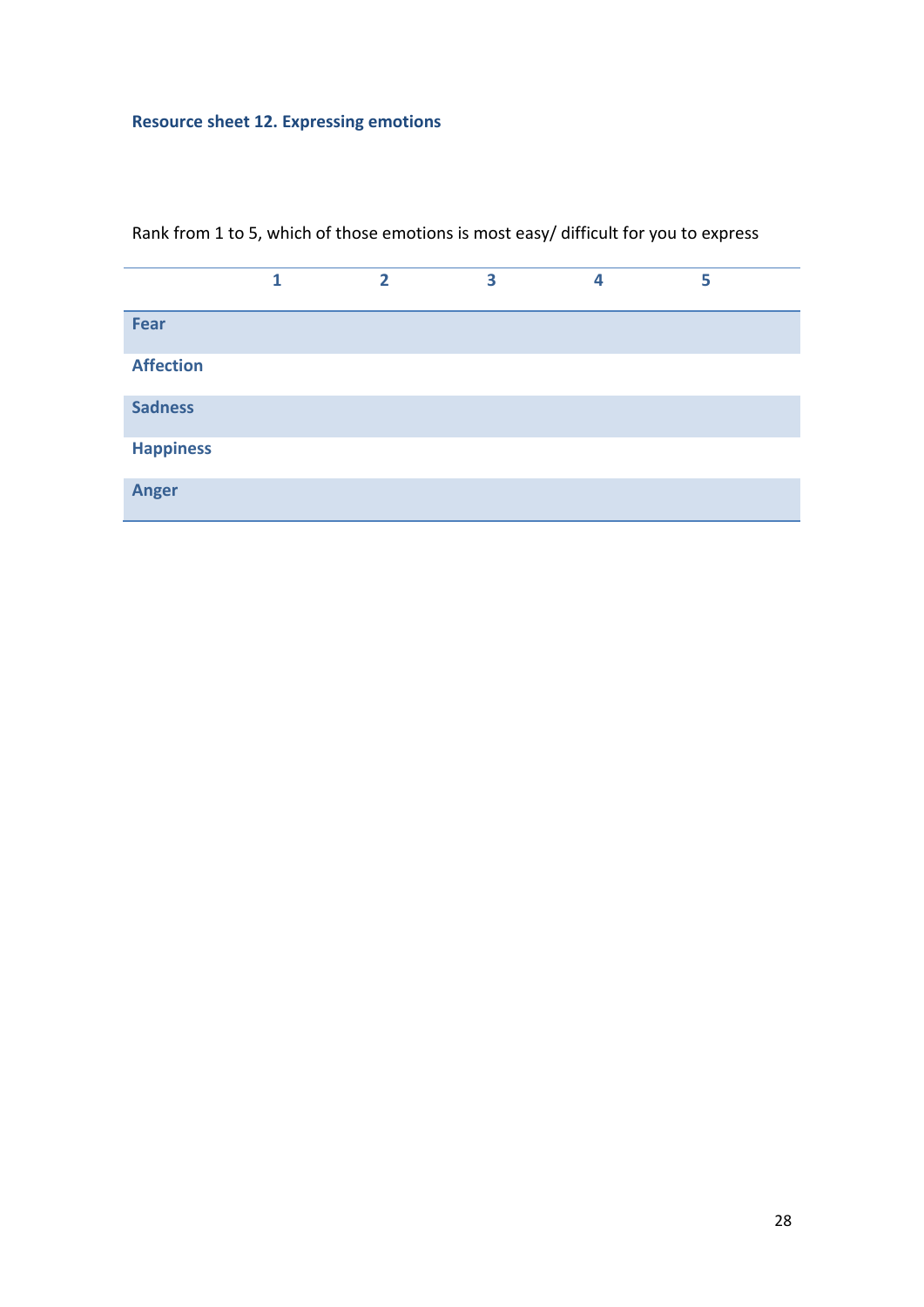**Resource sheet 12. Expressing emotions**

Rank from 1 to 5, which of those emotions is most easy/ difficult for you to express

| | 1 | 2 | 3 | 4 | 5 |
|---|---|---|---|---|---|
| **Fear** | | | | | |
| **Affection** | | | | | |
| **Sadness** | | | | | |
| **Happiness** | | | | | |
| **Anger** | | | | | |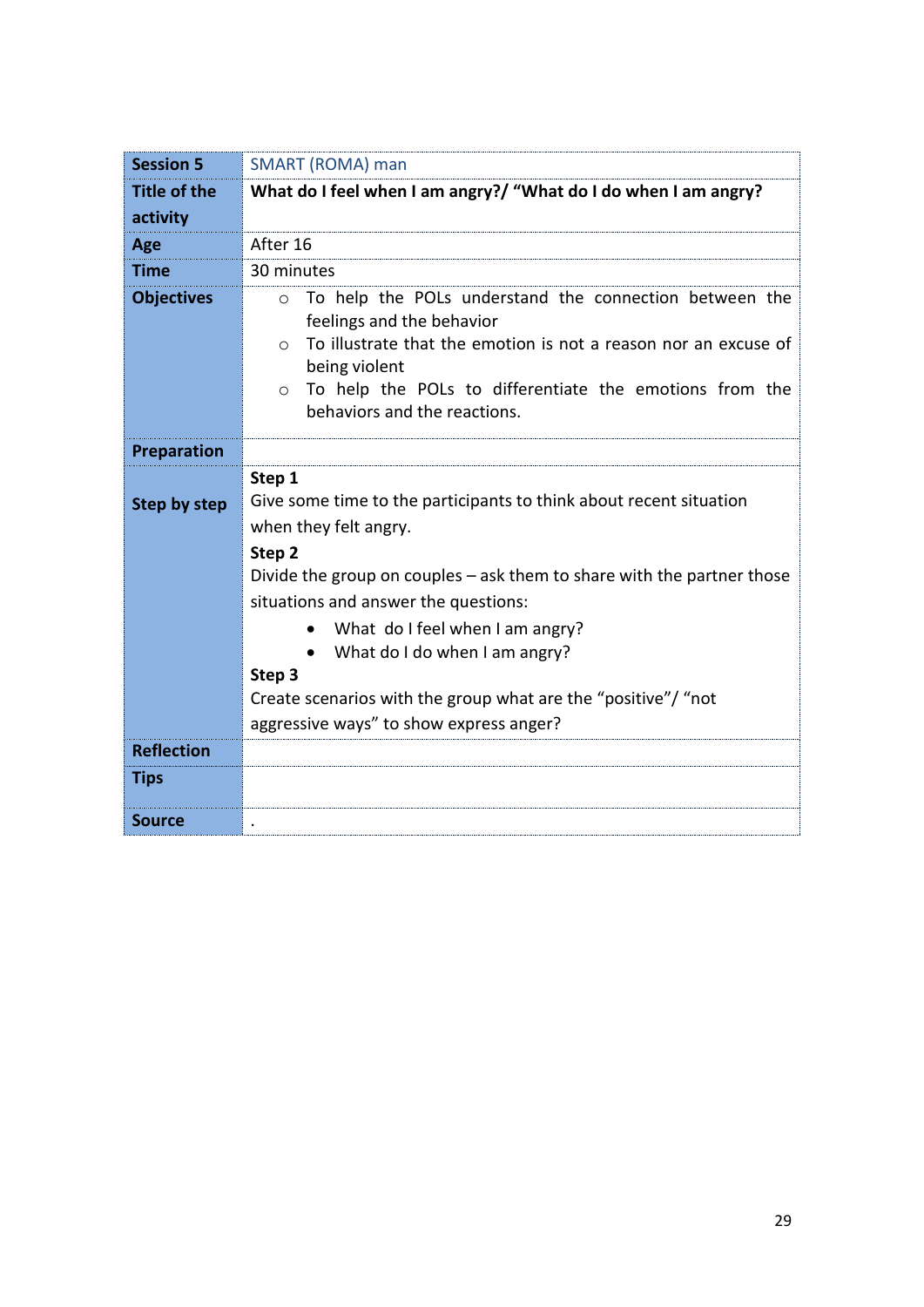| Session 5 | SMART (ROMA) man |
|---|---|
| **Title of the activity** | **What do I feel when I am angry?/ "What do I do when I am angry?** |
| **Age** | After 16 |
| **Time** | 30 minutes |
| **Objectives** | ○ To help the POLs understand the connection between the feelings and the behavior<br>○ To illustrate that the emotion is not a reason nor an excuse of being violent<br>○ To help the POLs to differentiate the emotions from the behaviors and the reactions. |
| **Preparation** | |
| **Step by step** | **Step 1**<br>Give some time to the participants to think about recent situation when they felt angry.<br>**Step 2**<br>Divide the group on couples – ask them to share with the partner those situations and answer the questions:<br>• What do I feel when I am angry?<br>• What do I do when I am angry?<br>**Step 3**<br>Create scenarios with the group what are the "positive"/ "not aggressive ways" to show express anger? |
| **Reflection** | |
| **Tips** | |
| **Source** | . |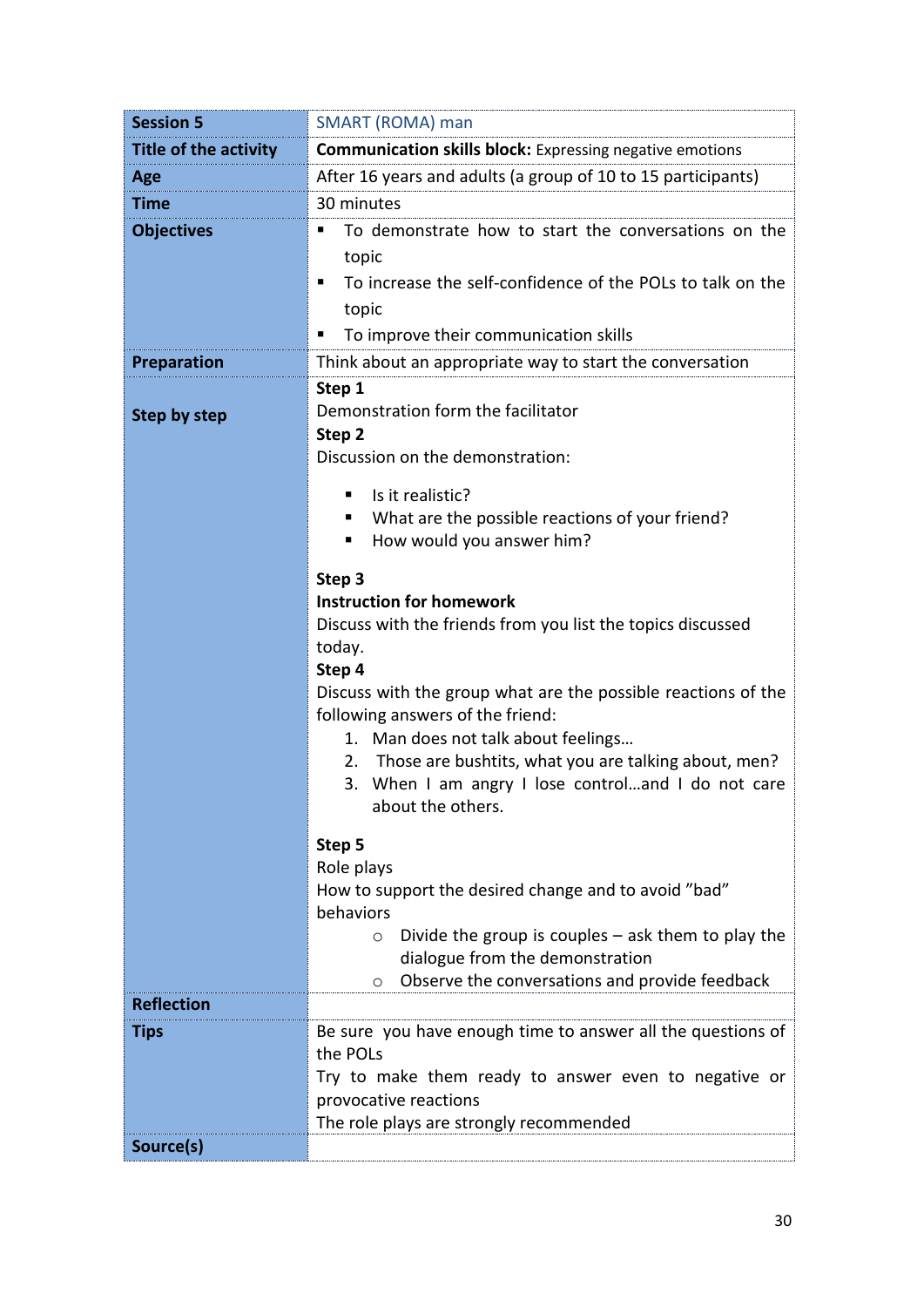| Session 5 | SMART (ROMA) man |
|---|---|
| **Title of the activity** | **Communication skills block:** Expressing negative emotions |
| **Age** | After 16 years and adults (a group of 10 to 15 participants) |
| **Time** | 30 minutes |
| **Objectives** | ▪ To demonstrate how to start the conversations on the topic<br>▪ To increase the self-confidence of the POLs to talk on the topic<br>▪ To improve their communication skills |
| **Preparation** | Think about an appropriate way to start the conversation |
| **Step by step** | **Step 1**<br>Demonstration form the facilitator<br>**Step 2**<br>Discussion on the demonstration:<br>▪ Is it realistic?<br>▪ What are the possible reactions of your friend?<br>▪ How would you answer him?<br>**Step 3**<br>**Instruction for homework**<br>Discuss with the friends from you list the topics discussed today.<br>**Step 4**<br>Discuss with the group what are the possible reactions of the following answers of the friend:<br>1. Man does not talk about feelings…<br>2. Those are bushtits, what you are talking about, men?<br>3. When I am angry I lose control…and I do not care about the others.<br>**Step 5**<br>Role plays<br>How to support the desired change and to avoid ”bad” behaviors<br>○ Divide the group is couples – ask them to play the dialogue from the demonstration<br>○ Observe the conversations and provide feedback |
| **Reflection** | |
| **Tips** | Be sure you have enough time to answer all the questions of the POLs<br>Try to make them ready to answer even to negative or provocative reactions<br>The role plays are strongly recommended |
| **Source(s)** | |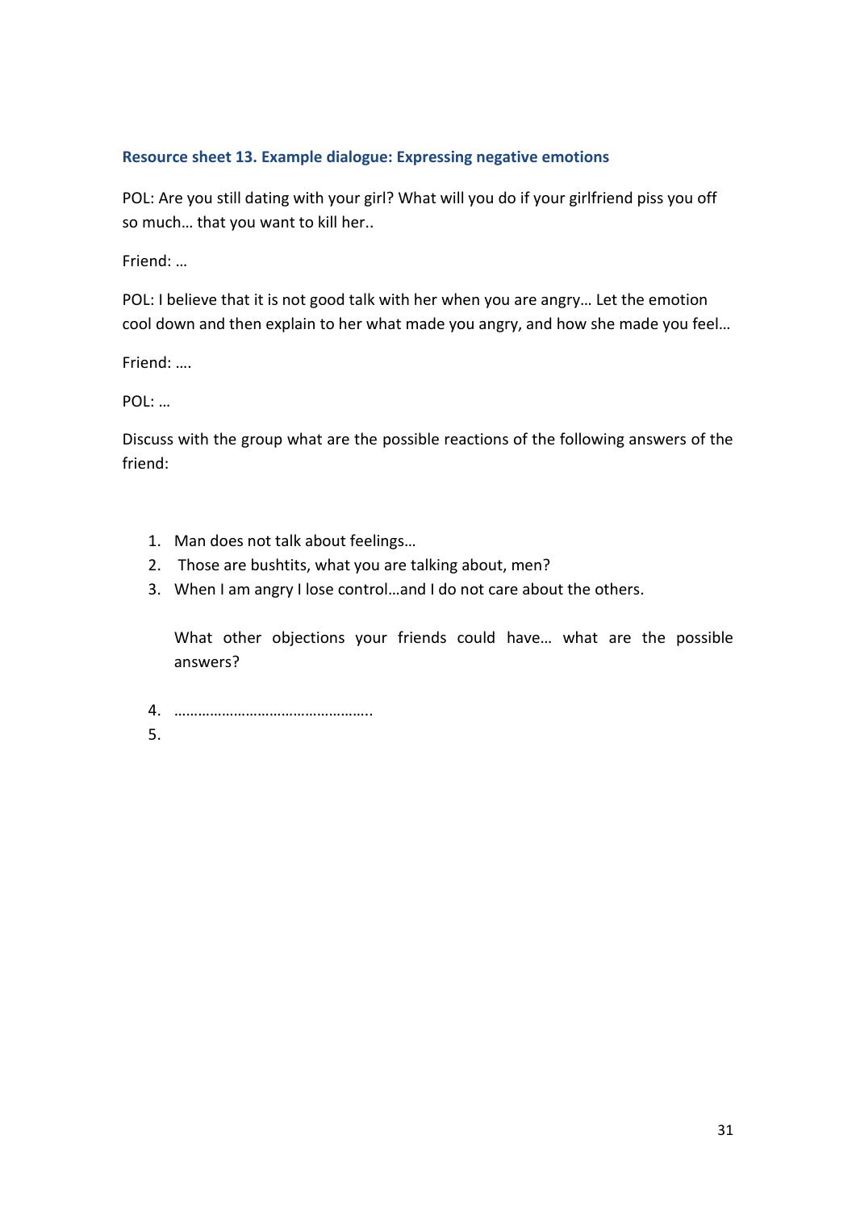### Resource sheet 13. Example dialogue: Expressing negative emotions

POL: Are you still dating with your girl? What will you do if your girlfriend piss you off so much… that you want to kill her..

Friend: …

POL: I believe that it is not good talk with her when you are angry… Let the emotion cool down and then explain to her what made you angry, and how she made you feel…

Friend: ….

POL: …

Discuss with the group what are the possible reactions of the following answers of the friend:

1. Man does not talk about feelings…
2. Those are bushtits, what you are talking about, men?
3. When I am angry I lose control…and I do not care about the others.

   What other objections your friends could have… what are the possible answers?

4. …………………………………………..
5.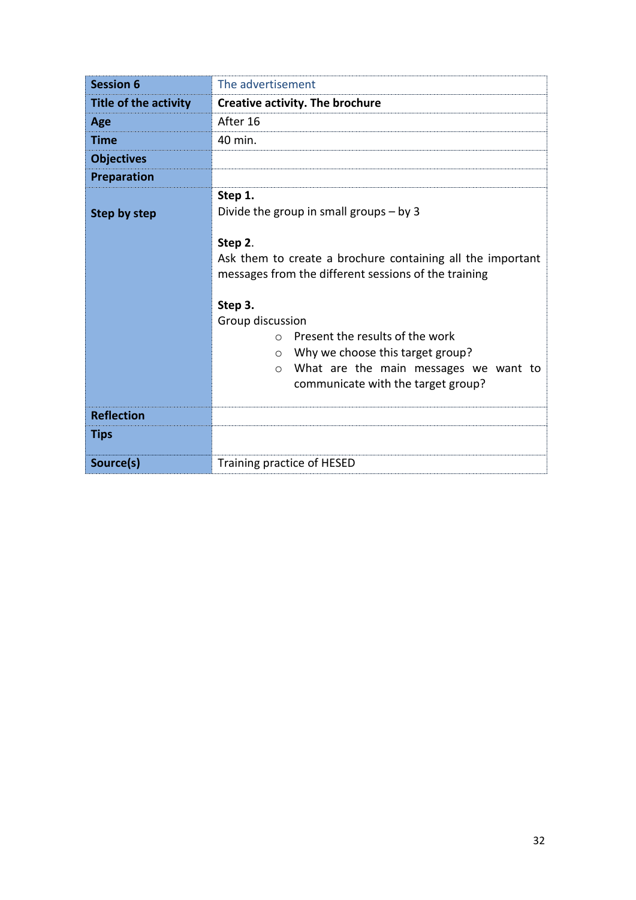| **Session 6** | The advertisement |
|---|---|
| **Title of the activity** | **Creative activity. The brochure** |
| **Age** | After 16 |
| **Time** | 40 min. |
| **Objectives** | |
| **Preparation** | |
| **Step by step** | **Step 1.**<br>Divide the group in small groups – by 3<br><br>**Step 2.**<br>Ask them to create a brochure containing all the important messages from the different sessions of the training<br><br>**Step 3.**<br>Group discussion<br>○ Present the results of the work<br>○ Why we choose this target group?<br>○ What are the main messages we want to communicate with the target group? |
| **Reflection** | |
| **Tips** | |
| **Source(s)** | Training practice of HESED |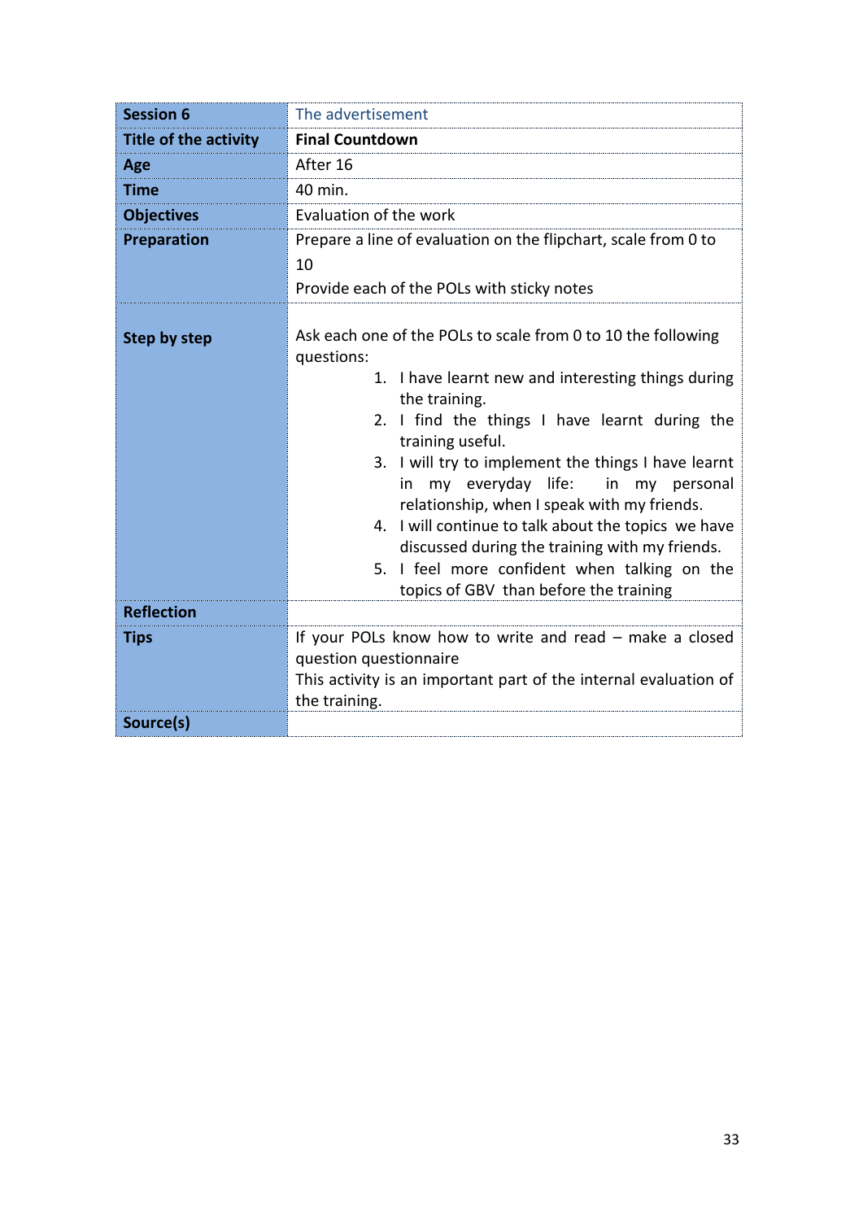| Session 6 | The advertisement |
|---|---|
| Title of the activity | **Final Countdown** |
| Age | After 16 |
| Time | 40 min. |
| Objectives | Evaluation of the work |
| Preparation | Prepare a line of evaluation on the flipchart, scale from 0 to 10<br>Provide each of the POLs with sticky notes |
| Step by step | Ask each one of the POLs to scale from 0 to 10 the following questions:<br>1. I have learnt new and interesting things during the training.<br>2. I find the things I have learnt during the training useful.<br>3. I will try to implement the things I have learnt in my everyday life: in my personal relationship, when I speak with my friends.<br>4. I will continue to talk about the topics we have discussed during the training with my friends.<br>5. I feel more confident when talking on the topics of GBV than before the training |
| Reflection | |
| Tips | If your POLs know how to write and read – make a closed question questionnaire<br>This activity is an important part of the internal evaluation of the training. |
| Source(s) | |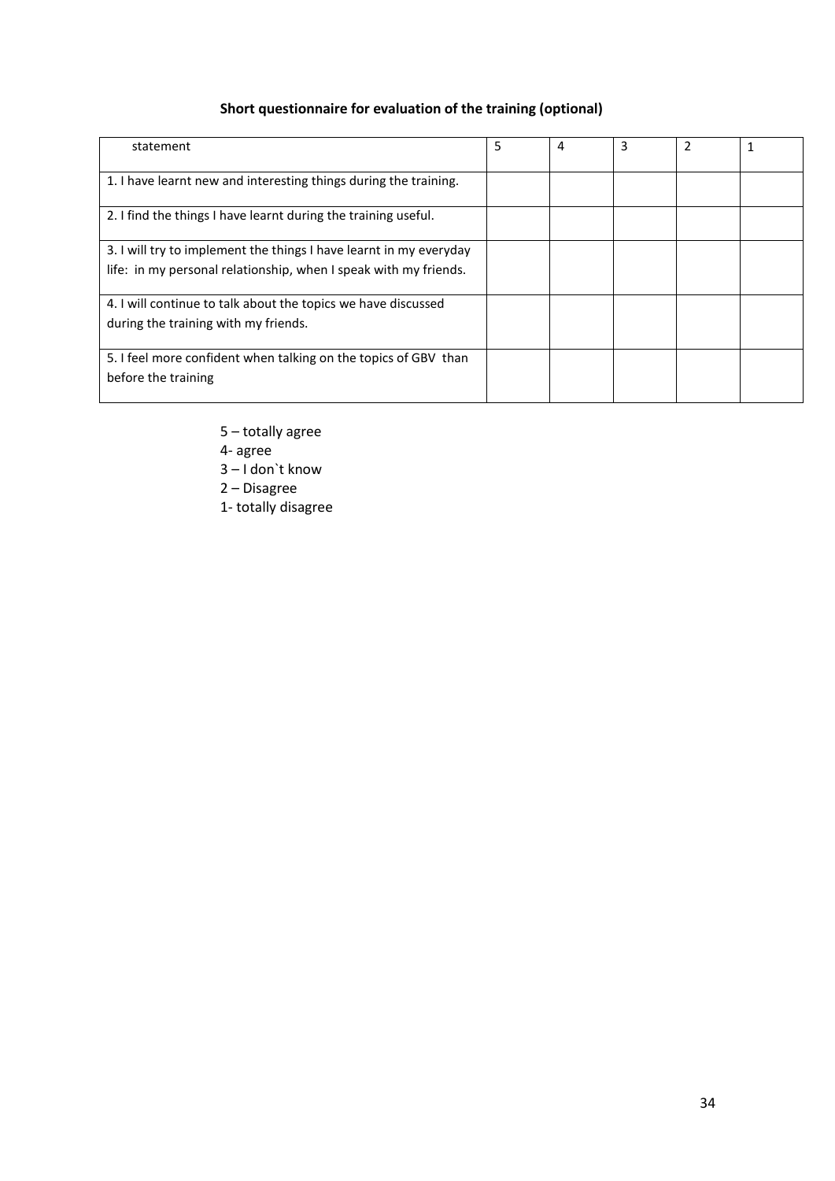**Short questionnaire for evaluation of the training (optional)**

| statement | 5 | 4 | 3 | 2 | 1 |
|---|---|---|---|---|---|
| 1. I have learnt new and interesting things during the training. | | | | | |
| 2. I find the things I have learnt during the training useful. | | | | | |
| 3. I will try to implement the things I have learnt in my everyday life: in my personal relationship, when I speak with my friends. | | | | | |
| 4. I will continue to talk about the topics we have discussed during the training with my friends. | | | | | |
| 5. I feel more confident when talking on the topics of GBV than before the training | | | | | |

5 – totally agree
4- agree
3 – I don`t know
2 – Disagree
1- totally disagree